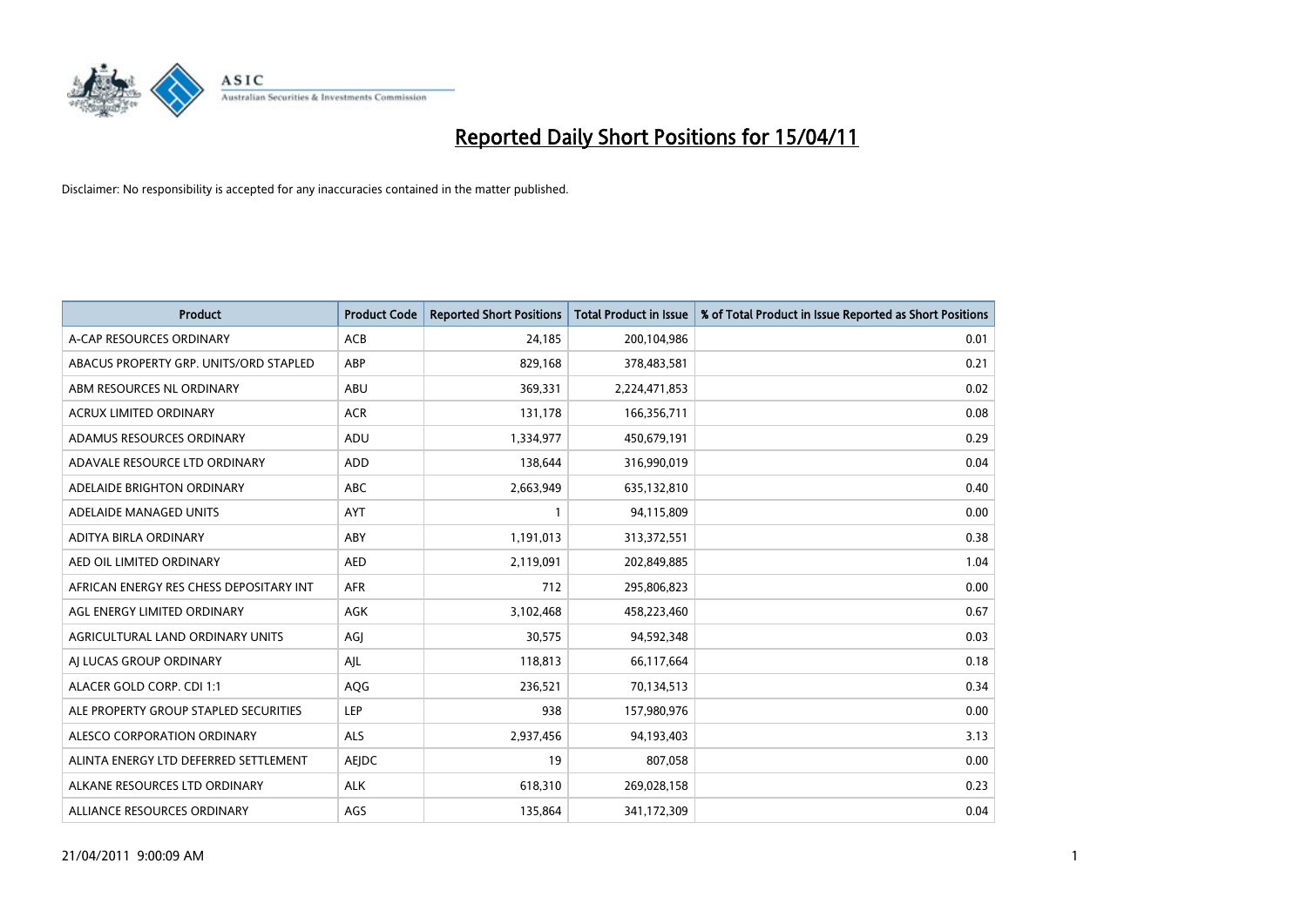# Reported Daily Short Positions for 15/04/11

Disclaimer: No responsibility is accepted for any inaccuracies contained in the matter published.

| Product | Product Code | Reported Short Positions | Total Product in Issue | % of Total Product in Issue Reported as Short Positions |
|---|---|---|---|---|
| A-CAP RESOURCES ORDINARY | ACB | 24,185 | 200,104,986 | 0.01 |
| ABACUS PROPERTY GRP. UNITS/ORD STAPLED | ABP | 829,168 | 378,483,581 | 0.21 |
| ABM RESOURCES NL ORDINARY | ABU | 369,331 | 2,224,471,853 | 0.02 |
| ACRUX LIMITED ORDINARY | ACR | 131,178 | 166,356,711 | 0.08 |
| ADAMUS RESOURCES ORDINARY | ADU | 1,334,977 | 450,679,191 | 0.29 |
| ADAVALE RESOURCE LTD ORDINARY | ADD | 138,644 | 316,990,019 | 0.04 |
| ADELAIDE BRIGHTON ORDINARY | ABC | 2,663,949 | 635,132,810 | 0.40 |
| ADELAIDE MANAGED UNITS | AYT | 1 | 94,115,809 | 0.00 |
| ADITYA BIRLA ORDINARY | ABY | 1,191,013 | 313,372,551 | 0.38 |
| AED OIL LIMITED ORDINARY | AED | 2,119,091 | 202,849,885 | 1.04 |
| AFRICAN ENERGY RES CHESS DEPOSITARY INT | AFR | 712 | 295,806,823 | 0.00 |
| AGL ENERGY LIMITED ORDINARY | AGK | 3,102,468 | 458,223,460 | 0.67 |
| AGRICULTURAL LAND ORDINARY UNITS | AGJ | 30,575 | 94,592,348 | 0.03 |
| AJ LUCAS GROUP ORDINARY | AJL | 118,813 | 66,117,664 | 0.18 |
| ALACER GOLD CORP. CDI 1:1 | AQG | 236,521 | 70,134,513 | 0.34 |
| ALE PROPERTY GROUP STAPLED SECURITIES | LEP | 938 | 157,980,976 | 0.00 |
| ALESCO CORPORATION ORDINARY | ALS | 2,937,456 | 94,193,403 | 3.13 |
| ALINTA ENERGY LTD DEFERRED SETTLEMENT | AEJDC | 19 | 807,058 | 0.00 |
| ALKANE RESOURCES LTD ORDINARY | ALK | 618,310 | 269,028,158 | 0.23 |
| ALLIANCE RESOURCES ORDINARY | AGS | 135,864 | 341,172,309 | 0.04 |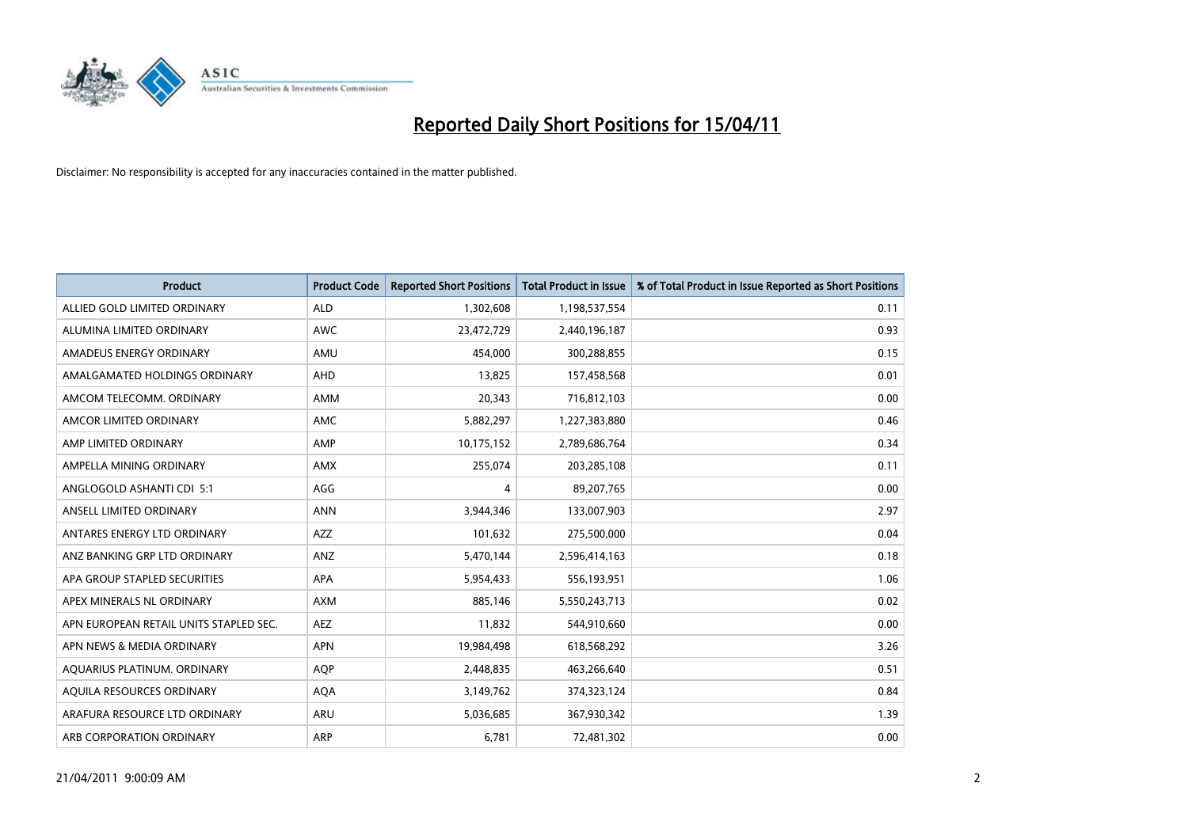# Reported Daily Short Positions for 15/04/11

Disclaimer: No responsibility is accepted for any inaccuracies contained in the matter published.

| Product | Product Code | Reported Short Positions | Total Product in Issue | % of Total Product in Issue Reported as Short Positions |
|---|---|---|---|---|
| ALLIED GOLD LIMITED ORDINARY | ALD | 1,302,608 | 1,198,537,554 | 0.11 |
| ALUMINA LIMITED ORDINARY | AWC | 23,472,729 | 2,440,196,187 | 0.93 |
| AMADEUS ENERGY ORDINARY | AMU | 454,000 | 300,288,855 | 0.15 |
| AMALGAMATED HOLDINGS ORDINARY | AHD | 13,825 | 157,458,568 | 0.01 |
| AMCOM TELECOMM. ORDINARY | AMM | 20,343 | 716,812,103 | 0.00 |
| AMCOR LIMITED ORDINARY | AMC | 5,882,297 | 1,227,383,880 | 0.46 |
| AMP LIMITED ORDINARY | AMP | 10,175,152 | 2,789,686,764 | 0.34 |
| AMPELLA MINING ORDINARY | AMX | 255,074 | 203,285,108 | 0.11 |
| ANGLOGOLD ASHANTI CDI 5:1 | AGG | 4 | 89,207,765 | 0.00 |
| ANSELL LIMITED ORDINARY | ANN | 3,944,346 | 133,007,903 | 2.97 |
| ANTARES ENERGY LTD ORDINARY | AZZ | 101,632 | 275,500,000 | 0.04 |
| ANZ BANKING GRP LTD ORDINARY | ANZ | 5,470,144 | 2,596,414,163 | 0.18 |
| APA GROUP STAPLED SECURITIES | APA | 5,954,433 | 556,193,951 | 1.06 |
| APEX MINERALS NL ORDINARY | AXM | 885,146 | 5,550,243,713 | 0.02 |
| APN EUROPEAN RETAIL UNITS STAPLED SEC. | AEZ | 11,832 | 544,910,660 | 0.00 |
| APN NEWS & MEDIA ORDINARY | APN | 19,984,498 | 618,568,292 | 3.26 |
| AQUARIUS PLATINUM. ORDINARY | AQP | 2,448,835 | 463,266,640 | 0.51 |
| AQUILA RESOURCES ORDINARY | AQA | 3,149,762 | 374,323,124 | 0.84 |
| ARAFURA RESOURCE LTD ORDINARY | ARU | 5,036,685 | 367,930,342 | 1.39 |
| ARB CORPORATION ORDINARY | ARP | 6,781 | 72,481,302 | 0.00 |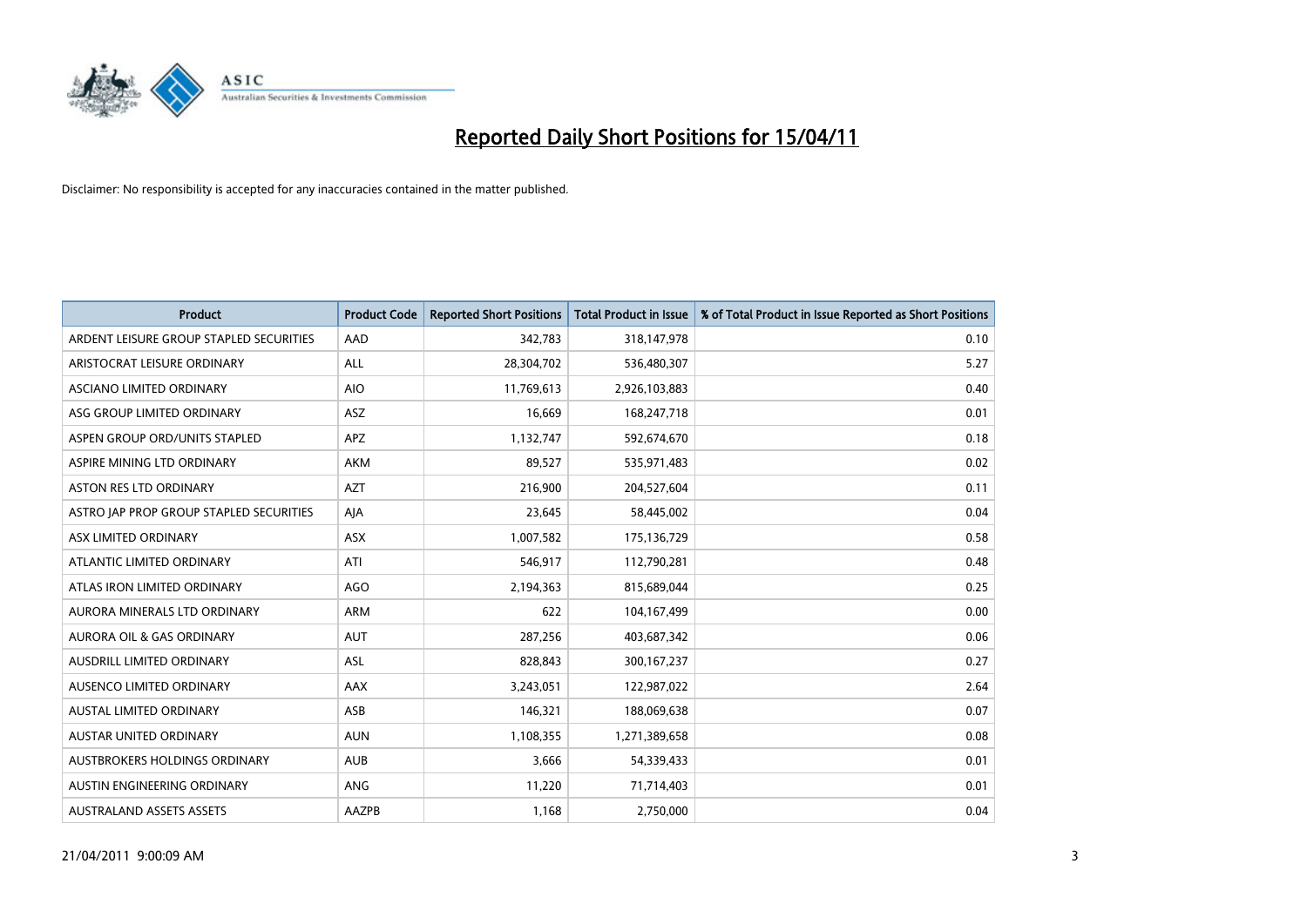# Reported Daily Short Positions for 15/04/11

Disclaimer: No responsibility is accepted for any inaccuracies contained in the matter published.

| Product | Product Code | Reported Short Positions | Total Product in Issue | % of Total Product in Issue Reported as Short Positions |
|---|---|---|---|---|
| ARDENT LEISURE GROUP STAPLED SECURITIES | AAD | 342,783 | 318,147,978 | 0.10 |
| ARISTOCRAT LEISURE ORDINARY | ALL | 28,304,702 | 536,480,307 | 5.27 |
| ASCIANO LIMITED ORDINARY | AIO | 11,769,613 | 2,926,103,883 | 0.40 |
| ASG GROUP LIMITED ORDINARY | ASZ | 16,669 | 168,247,718 | 0.01 |
| ASPEN GROUP ORD/UNITS STAPLED | APZ | 1,132,747 | 592,674,670 | 0.18 |
| ASPIRE MINING LTD ORDINARY | AKM | 89,527 | 535,971,483 | 0.02 |
| ASTON RES LTD ORDINARY | AZT | 216,900 | 204,527,604 | 0.11 |
| ASTRO JAP PROP GROUP STAPLED SECURITIES | AJA | 23,645 | 58,445,002 | 0.04 |
| ASX LIMITED ORDINARY | ASX | 1,007,582 | 175,136,729 | 0.58 |
| ATLANTIC LIMITED ORDINARY | ATI | 546,917 | 112,790,281 | 0.48 |
| ATLAS IRON LIMITED ORDINARY | AGO | 2,194,363 | 815,689,044 | 0.25 |
| AURORA MINERALS LTD ORDINARY | ARM | 622 | 104,167,499 | 0.00 |
| AURORA OIL & GAS ORDINARY | AUT | 287,256 | 403,687,342 | 0.06 |
| AUSDRILL LIMITED ORDINARY | ASL | 828,843 | 300,167,237 | 0.27 |
| AUSENCO LIMITED ORDINARY | AAX | 3,243,051 | 122,987,022 | 2.64 |
| AUSTAL LIMITED ORDINARY | ASB | 146,321 | 188,069,638 | 0.07 |
| AUSTAR UNITED ORDINARY | AUN | 1,108,355 | 1,271,389,658 | 0.08 |
| AUSTBROKERS HOLDINGS ORDINARY | AUB | 3,666 | 54,339,433 | 0.01 |
| AUSTIN ENGINEERING ORDINARY | ANG | 11,220 | 71,714,403 | 0.01 |
| AUSTRALAND ASSETS ASSETS | AAZPB | 1,168 | 2,750,000 | 0.04 |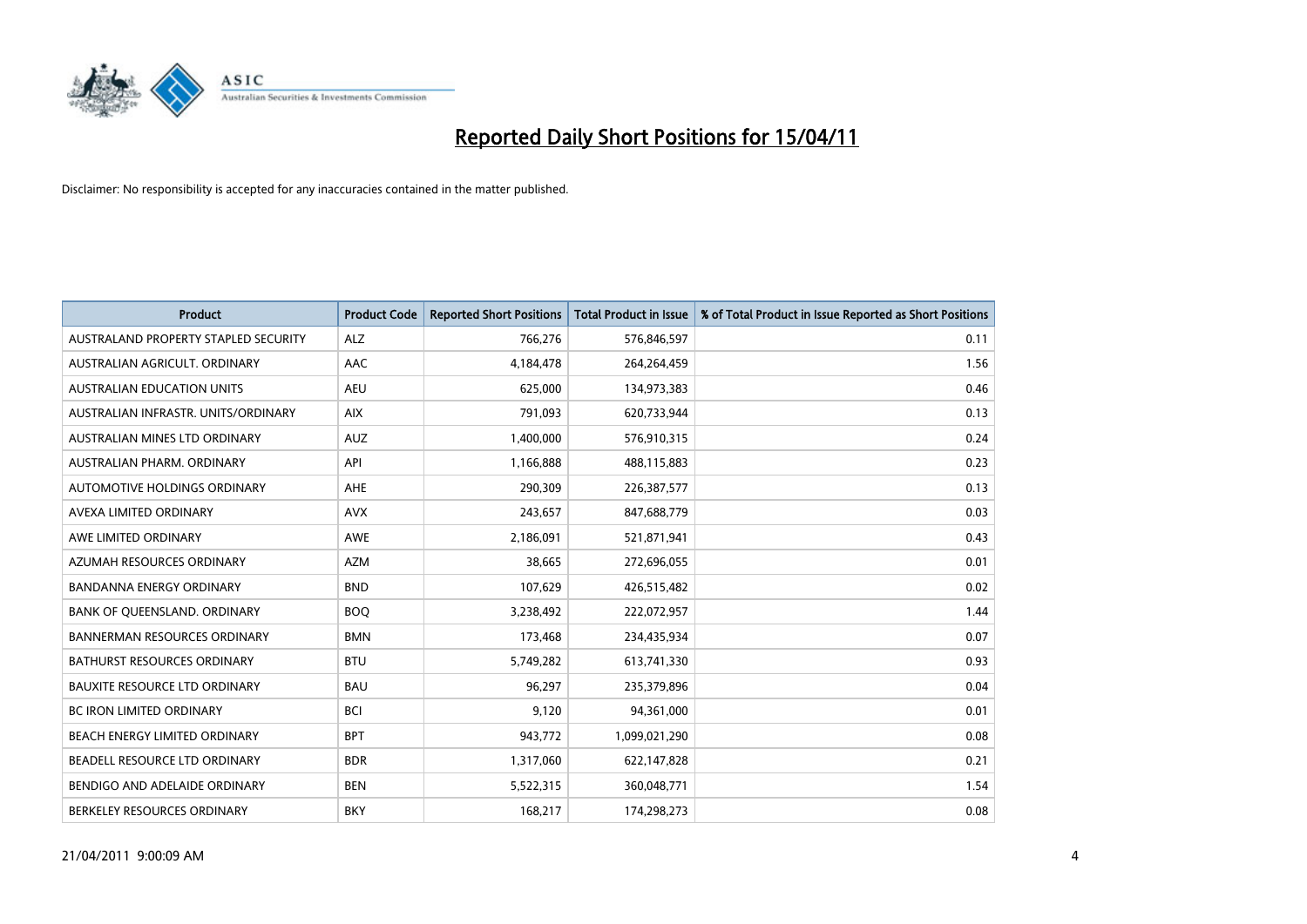# Reported Daily Short Positions for 15/04/11

Disclaimer: No responsibility is accepted for any inaccuracies contained in the matter published.

| Product | Product Code | Reported Short Positions | Total Product in Issue | % of Total Product in Issue Reported as Short Positions |
|---|---|---|---|---|
| AUSTRALAND PROPERTY STAPLED SECURITY | ALZ | 766,276 | 576,846,597 | 0.11 |
| AUSTRALIAN AGRICULT. ORDINARY | AAC | 4,184,478 | 264,264,459 | 1.56 |
| AUSTRALIAN EDUCATION UNITS | AEU | 625,000 | 134,973,383 | 0.46 |
| AUSTRALIAN INFRASTR. UNITS/ORDINARY | AIX | 791,093 | 620,733,944 | 0.13 |
| AUSTRALIAN MINES LTD ORDINARY | AUZ | 1,400,000 | 576,910,315 | 0.24 |
| AUSTRALIAN PHARM. ORDINARY | API | 1,166,888 | 488,115,883 | 0.23 |
| AUTOMOTIVE HOLDINGS ORDINARY | AHE | 290,309 | 226,387,577 | 0.13 |
| AVEXA LIMITED ORDINARY | AVX | 243,657 | 847,688,779 | 0.03 |
| AWE LIMITED ORDINARY | AWE | 2,186,091 | 521,871,941 | 0.43 |
| AZUMAH RESOURCES ORDINARY | AZM | 38,665 | 272,696,055 | 0.01 |
| BANDANNA ENERGY ORDINARY | BND | 107,629 | 426,515,482 | 0.02 |
| BANK OF QUEENSLAND. ORDINARY | BOQ | 3,238,492 | 222,072,957 | 1.44 |
| BANNERMAN RESOURCES ORDINARY | BMN | 173,468 | 234,435,934 | 0.07 |
| BATHURST RESOURCES ORDINARY | BTU | 5,749,282 | 613,741,330 | 0.93 |
| BAUXITE RESOURCE LTD ORDINARY | BAU | 96,297 | 235,379,896 | 0.04 |
| BC IRON LIMITED ORDINARY | BCI | 9,120 | 94,361,000 | 0.01 |
| BEACH ENERGY LIMITED ORDINARY | BPT | 943,772 | 1,099,021,290 | 0.08 |
| BEADELL RESOURCE LTD ORDINARY | BDR | 1,317,060 | 622,147,828 | 0.21 |
| BENDIGO AND ADELAIDE ORDINARY | BEN | 5,522,315 | 360,048,771 | 1.54 |
| BERKELEY RESOURCES ORDINARY | BKY | 168,217 | 174,298,273 | 0.08 |

21/04/2011 9:00:09 AM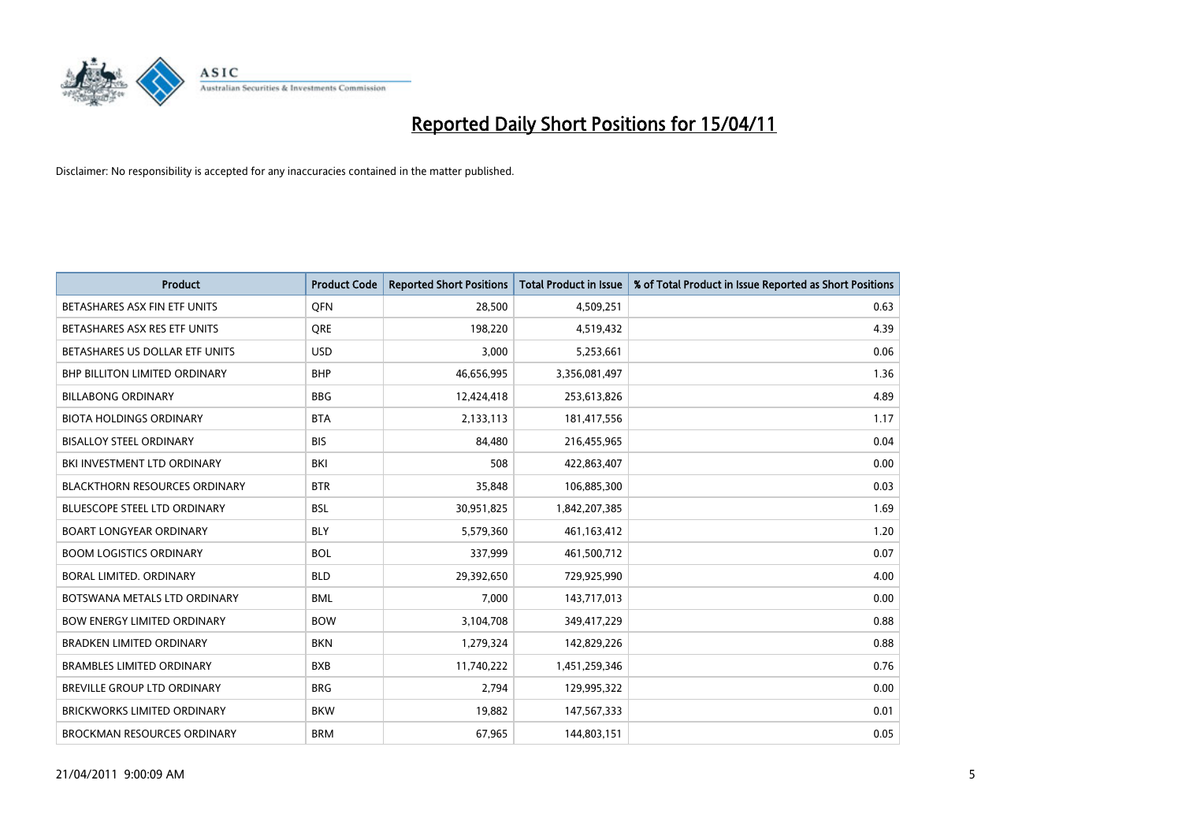# Reported Daily Short Positions for 15/04/11

Disclaimer: No responsibility is accepted for any inaccuracies contained in the matter published.

| Product | Product Code | Reported Short Positions | Total Product in Issue | % of Total Product in Issue Reported as Short Positions |
|---|---|---|---|---|
| BETASHARES ASX FIN ETF UNITS | QFN | 28,500 | 4,509,251 | 0.63 |
| BETASHARES ASX RES ETF UNITS | QRE | 198,220 | 4,519,432 | 4.39 |
| BETASHARES US DOLLAR ETF UNITS | USD | 3,000 | 5,253,661 | 0.06 |
| BHP BILLITON LIMITED ORDINARY | BHP | 46,656,995 | 3,356,081,497 | 1.36 |
| BILLABONG ORDINARY | BBG | 12,424,418 | 253,613,826 | 4.89 |
| BIOTA HOLDINGS ORDINARY | BTA | 2,133,113 | 181,417,556 | 1.17 |
| BISALLOY STEEL ORDINARY | BIS | 84,480 | 216,455,965 | 0.04 |
| BKI INVESTMENT LTD ORDINARY | BKI | 508 | 422,863,407 | 0.00 |
| BLACKTHORN RESOURCES ORDINARY | BTR | 35,848 | 106,885,300 | 0.03 |
| BLUESCOPE STEEL LTD ORDINARY | BSL | 30,951,825 | 1,842,207,385 | 1.69 |
| BOART LONGYEAR ORDINARY | BLY | 5,579,360 | 461,163,412 | 1.20 |
| BOOM LOGISTICS ORDINARY | BOL | 337,999 | 461,500,712 | 0.07 |
| BORAL LIMITED. ORDINARY | BLD | 29,392,650 | 729,925,990 | 4.00 |
| BOTSWANA METALS LTD ORDINARY | BML | 7,000 | 143,717,013 | 0.00 |
| BOW ENERGY LIMITED ORDINARY | BOW | 3,104,708 | 349,417,229 | 0.88 |
| BRADKEN LIMITED ORDINARY | BKN | 1,279,324 | 142,829,226 | 0.88 |
| BRAMBLES LIMITED ORDINARY | BXB | 11,740,222 | 1,451,259,346 | 0.76 |
| BREVILLE GROUP LTD ORDINARY | BRG | 2,794 | 129,995,322 | 0.00 |
| BRICKWORKS LIMITED ORDINARY | BKW | 19,882 | 147,567,333 | 0.01 |
| BROCKMAN RESOURCES ORDINARY | BRM | 67,965 | 144,803,151 | 0.05 |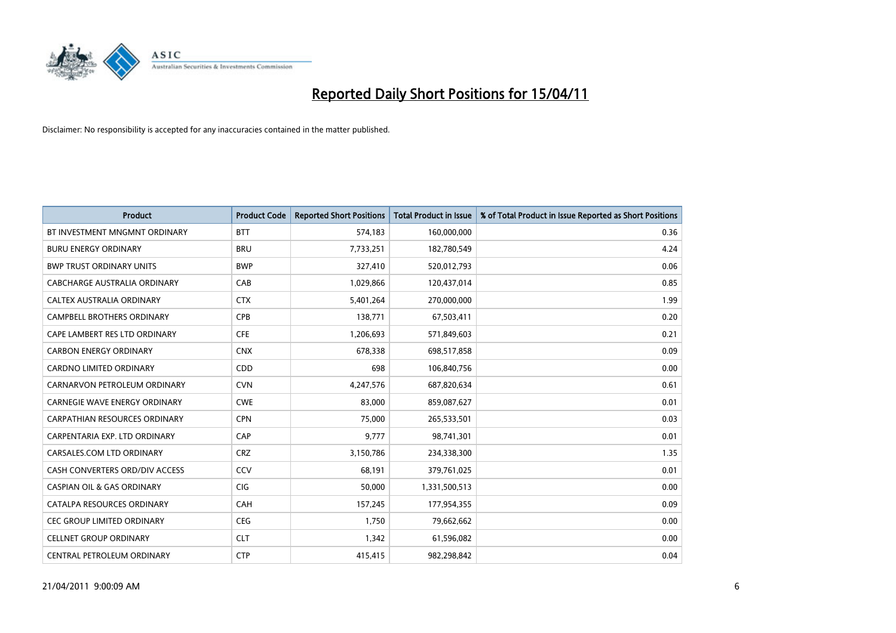# Reported Daily Short Positions for 15/04/11

Disclaimer: No responsibility is accepted for any inaccuracies contained in the matter published.

| Product | Product Code | Reported Short Positions | Total Product in Issue | % of Total Product in Issue Reported as Short Positions |
|---|---|---|---|---|
| BT INVESTMENT MNGMNT ORDINARY | BTT | 574,183 | 160,000,000 | 0.36 |
| BURU ENERGY ORDINARY | BRU | 7,733,251 | 182,780,549 | 4.24 |
| BWP TRUST ORDINARY UNITS | BWP | 327,410 | 520,012,793 | 0.06 |
| CABCHARGE AUSTRALIA ORDINARY | CAB | 1,029,866 | 120,437,014 | 0.85 |
| CALTEX AUSTRALIA ORDINARY | CTX | 5,401,264 | 270,000,000 | 1.99 |
| CAMPBELL BROTHERS ORDINARY | CPB | 138,771 | 67,503,411 | 0.20 |
| CAPE LAMBERT RES LTD ORDINARY | CFE | 1,206,693 | 571,849,603 | 0.21 |
| CARBON ENERGY ORDINARY | CNX | 678,338 | 698,517,858 | 0.09 |
| CARDNO LIMITED ORDINARY | CDD | 698 | 106,840,756 | 0.00 |
| CARNARVON PETROLEUM ORDINARY | CVN | 4,247,576 | 687,820,634 | 0.61 |
| CARNEGIE WAVE ENERGY ORDINARY | CWE | 83,000 | 859,087,627 | 0.01 |
| CARPATHIAN RESOURCES ORDINARY | CPN | 75,000 | 265,533,501 | 0.03 |
| CARPENTARIA EXP. LTD ORDINARY | CAP | 9,777 | 98,741,301 | 0.01 |
| CARSALES.COM LTD ORDINARY | CRZ | 3,150,786 | 234,338,300 | 1.35 |
| CASH CONVERTERS ORD/DIV ACCESS | CCV | 68,191 | 379,761,025 | 0.01 |
| CASPIAN OIL & GAS ORDINARY | CIG | 50,000 | 1,331,500,513 | 0.00 |
| CATALPA RESOURCES ORDINARY | CAH | 157,245 | 177,954,355 | 0.09 |
| CEC GROUP LIMITED ORDINARY | CEG | 1,750 | 79,662,662 | 0.00 |
| CELLNET GROUP ORDINARY | CLT | 1,342 | 61,596,082 | 0.00 |
| CENTRAL PETROLEUM ORDINARY | CTP | 415,415 | 982,298,842 | 0.04 |

21/04/2011 9:00:09 AM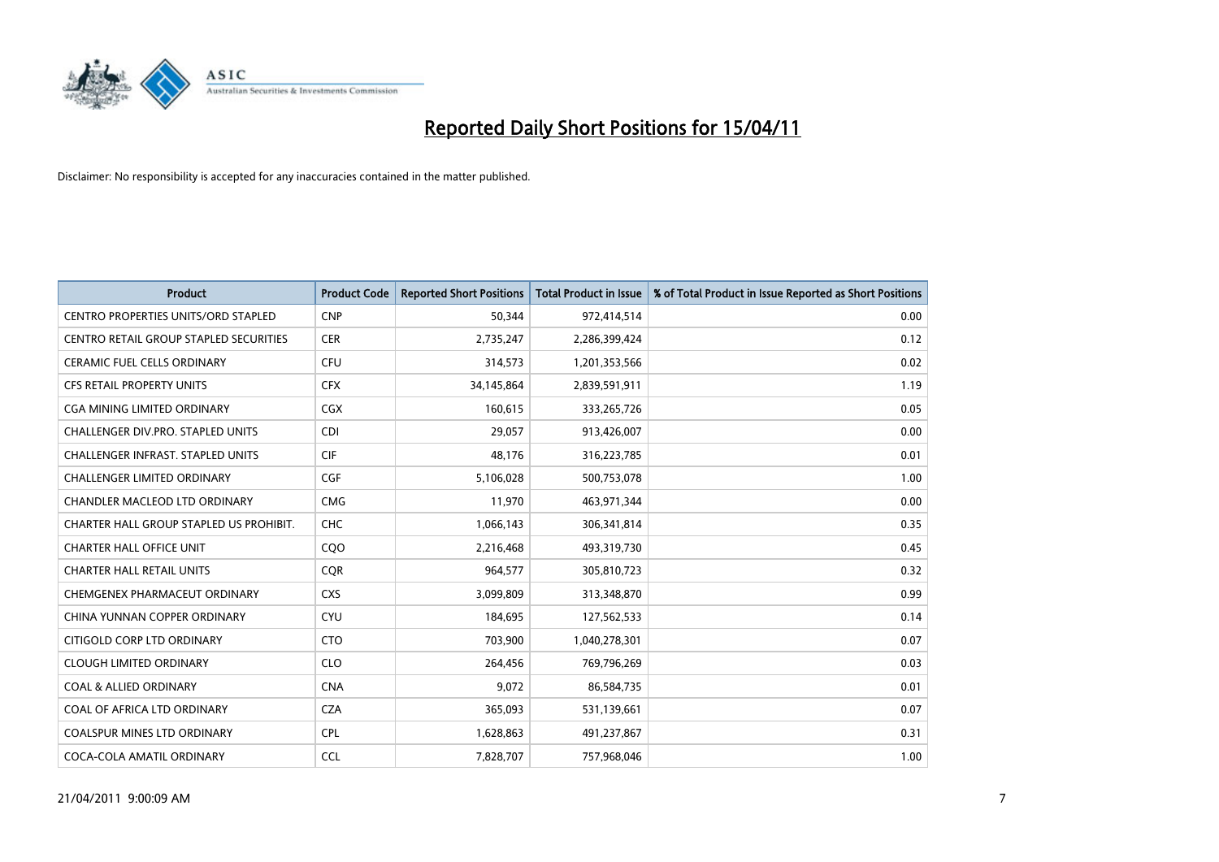# Reported Daily Short Positions for 15/04/11

Disclaimer: No responsibility is accepted for any inaccuracies contained in the matter published.

| Product | Product Code | Reported Short Positions | Total Product in Issue | % of Total Product in Issue Reported as Short Positions |
|---|---|---|---|---|
| CENTRO PROPERTIES UNITS/ORD STAPLED | CNP | 50,344 | 972,414,514 | 0.00 |
| CENTRO RETAIL GROUP STAPLED SECURITIES | CER | 2,735,247 | 2,286,399,424 | 0.12 |
| CERAMIC FUEL CELLS ORDINARY | CFU | 314,573 | 1,201,353,566 | 0.02 |
| CFS RETAIL PROPERTY UNITS | CFX | 34,145,864 | 2,839,591,911 | 1.19 |
| CGA MINING LIMITED ORDINARY | CGX | 160,615 | 333,265,726 | 0.05 |
| CHALLENGER DIV.PRO. STAPLED UNITS | CDI | 29,057 | 913,426,007 | 0.00 |
| CHALLENGER INFRAST. STAPLED UNITS | CIF | 48,176 | 316,223,785 | 0.01 |
| CHALLENGER LIMITED ORDINARY | CGF | 5,106,028 | 500,753,078 | 1.00 |
| CHANDLER MACLEOD LTD ORDINARY | CMG | 11,970 | 463,971,344 | 0.00 |
| CHARTER HALL GROUP STAPLED US PROHIBIT. | CHC | 1,066,143 | 306,341,814 | 0.35 |
| CHARTER HALL OFFICE UNIT | CQO | 2,216,468 | 493,319,730 | 0.45 |
| CHARTER HALL RETAIL UNITS | CQR | 964,577 | 305,810,723 | 0.32 |
| CHEMGENEX PHARMACEUT ORDINARY | CXS | 3,099,809 | 313,348,870 | 0.99 |
| CHINA YUNNAN COPPER ORDINARY | CYU | 184,695 | 127,562,533 | 0.14 |
| CITIGOLD CORP LTD ORDINARY | CTO | 703,900 | 1,040,278,301 | 0.07 |
| CLOUGH LIMITED ORDINARY | CLO | 264,456 | 769,796,269 | 0.03 |
| COAL & ALLIED ORDINARY | CNA | 9,072 | 86,584,735 | 0.01 |
| COAL OF AFRICA LTD ORDINARY | CZA | 365,093 | 531,139,661 | 0.07 |
| COALSPUR MINES LTD ORDINARY | CPL | 1,628,863 | 491,237,867 | 0.31 |
| COCA-COLA AMATIL ORDINARY | CCL | 7,828,707 | 757,968,046 | 1.00 |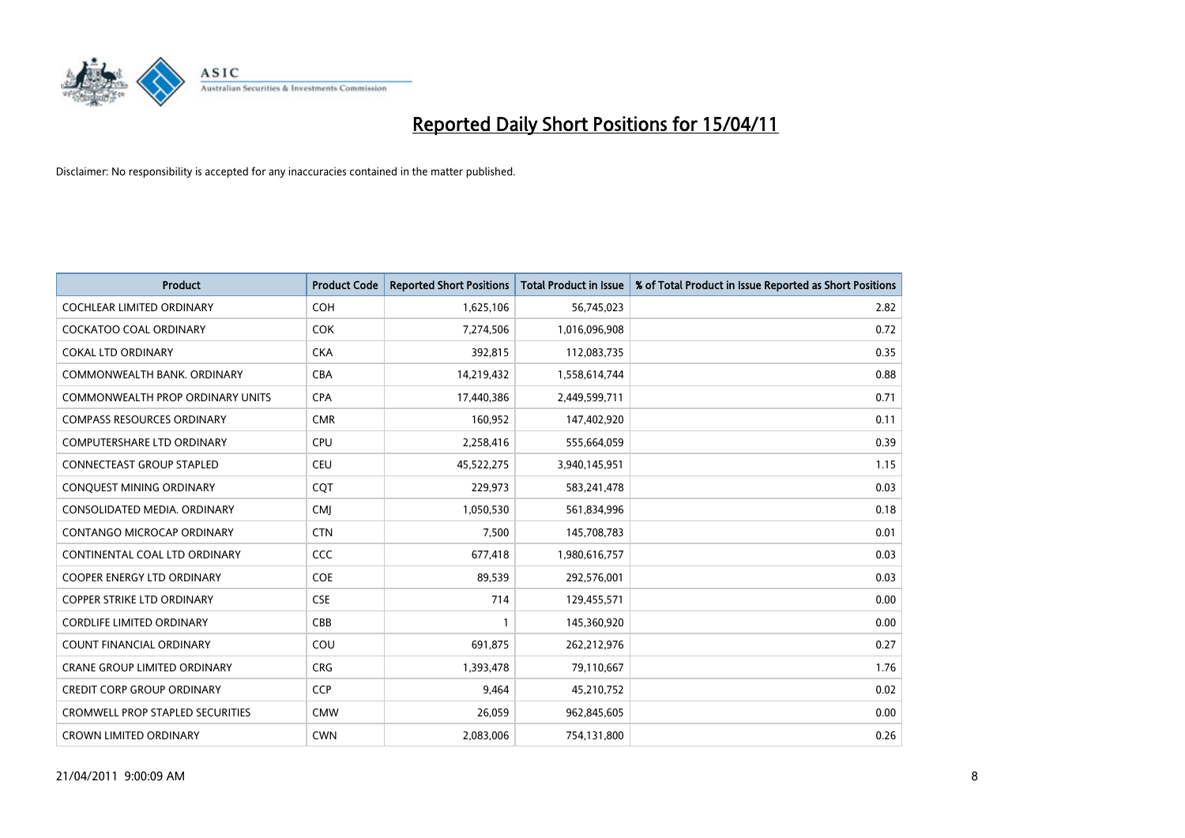# Reported Daily Short Positions for 15/04/11

Disclaimer: No responsibility is accepted for any inaccuracies contained in the matter published.

| Product | Product Code | Reported Short Positions | Total Product in Issue | % of Total Product in Issue Reported as Short Positions |
|---|---|---|---|---|
| COCHLEAR LIMITED ORDINARY | COH | 1,625,106 | 56,745,023 | 2.82 |
| COCKATOO COAL ORDINARY | COK | 7,274,506 | 1,016,096,908 | 0.72 |
| COKAL LTD ORDINARY | CKA | 392,815 | 112,083,735 | 0.35 |
| COMMONWEALTH BANK. ORDINARY | CBA | 14,219,432 | 1,558,614,744 | 0.88 |
| COMMONWEALTH PROP ORDINARY UNITS | CPA | 17,440,386 | 2,449,599,711 | 0.71 |
| COMPASS RESOURCES ORDINARY | CMR | 160,952 | 147,402,920 | 0.11 |
| COMPUTERSHARE LTD ORDINARY | CPU | 2,258,416 | 555,664,059 | 0.39 |
| CONNECTEAST GROUP STAPLED | CEU | 45,522,275 | 3,940,145,951 | 1.15 |
| CONQUEST MINING ORDINARY | CQT | 229,973 | 583,241,478 | 0.03 |
| CONSOLIDATED MEDIA. ORDINARY | CMJ | 1,050,530 | 561,834,996 | 0.18 |
| CONTANGO MICROCAP ORDINARY | CTN | 7,500 | 145,708,783 | 0.01 |
| CONTINENTAL COAL LTD ORDINARY | CCC | 677,418 | 1,980,616,757 | 0.03 |
| COOPER ENERGY LTD ORDINARY | COE | 89,539 | 292,576,001 | 0.03 |
| COPPER STRIKE LTD ORDINARY | CSE | 714 | 129,455,571 | 0.00 |
| CORDLIFE LIMITED ORDINARY | CBB | 1 | 145,360,920 | 0.00 |
| COUNT FINANCIAL ORDINARY | COU | 691,875 | 262,212,976 | 0.27 |
| CRANE GROUP LIMITED ORDINARY | CRG | 1,393,478 | 79,110,667 | 1.76 |
| CREDIT CORP GROUP ORDINARY | CCP | 9,464 | 45,210,752 | 0.02 |
| CROMWELL PROP STAPLED SECURITIES | CMW | 26,059 | 962,845,605 | 0.00 |
| CROWN LIMITED ORDINARY | CWN | 2,083,006 | 754,131,800 | 0.26 |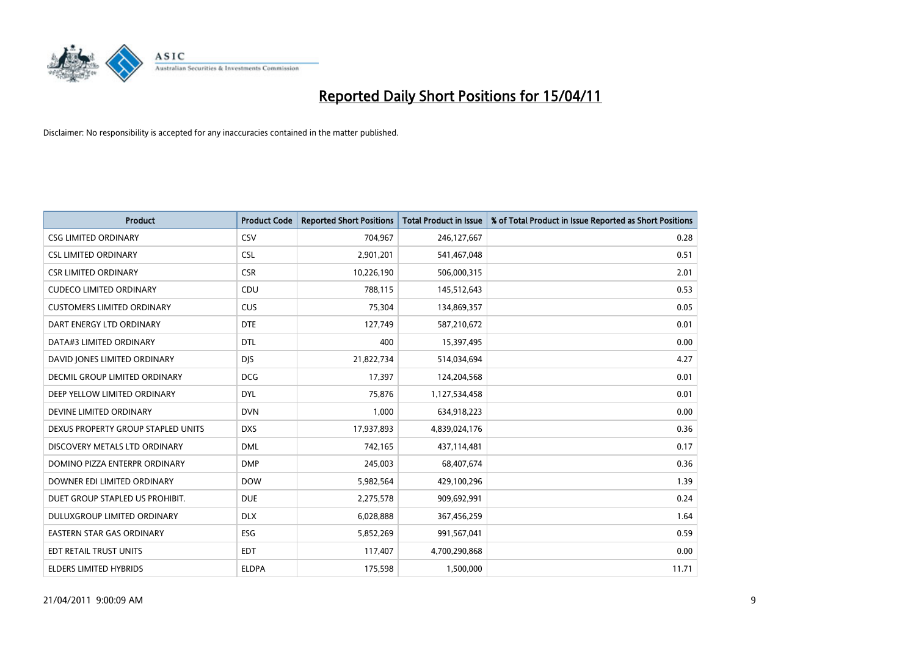# Reported Daily Short Positions for 15/04/11

Disclaimer: No responsibility is accepted for any inaccuracies contained in the matter published.

| Product | Product Code | Reported Short Positions | Total Product in Issue | % of Total Product in Issue Reported as Short Positions |
|---|---|---|---|---|
| CSG LIMITED ORDINARY | CSV | 704,967 | 246,127,667 | 0.28 |
| CSL LIMITED ORDINARY | CSL | 2,901,201 | 541,467,048 | 0.51 |
| CSR LIMITED ORDINARY | CSR | 10,226,190 | 506,000,315 | 2.01 |
| CUDECO LIMITED ORDINARY | CDU | 788,115 | 145,512,643 | 0.53 |
| CUSTOMERS LIMITED ORDINARY | CUS | 75,304 | 134,869,357 | 0.05 |
| DART ENERGY LTD ORDINARY | DTE | 127,749 | 587,210,672 | 0.01 |
| DATA#3 LIMITED ORDINARY | DTL | 400 | 15,397,495 | 0.00 |
| DAVID JONES LIMITED ORDINARY | DJS | 21,822,734 | 514,034,694 | 4.27 |
| DECMIL GROUP LIMITED ORDINARY | DCG | 17,397 | 124,204,568 | 0.01 |
| DEEP YELLOW LIMITED ORDINARY | DYL | 75,876 | 1,127,534,458 | 0.01 |
| DEVINE LIMITED ORDINARY | DVN | 1,000 | 634,918,223 | 0.00 |
| DEXUS PROPERTY GROUP STAPLED UNITS | DXS | 17,937,893 | 4,839,024,176 | 0.36 |
| DISCOVERY METALS LTD ORDINARY | DML | 742,165 | 437,114,481 | 0.17 |
| DOMINO PIZZA ENTERPR ORDINARY | DMP | 245,003 | 68,407,674 | 0.36 |
| DOWNER EDI LIMITED ORDINARY | DOW | 5,982,564 | 429,100,296 | 1.39 |
| DUET GROUP STAPLED US PROHIBIT. | DUE | 2,275,578 | 909,692,991 | 0.24 |
| DULUXGROUP LIMITED ORDINARY | DLX | 6,028,888 | 367,456,259 | 1.64 |
| EASTERN STAR GAS ORDINARY | ESG | 5,852,269 | 991,567,041 | 0.59 |
| EDT RETAIL TRUST UNITS | EDT | 117,407 | 4,700,290,868 | 0.00 |
| ELDERS LIMITED HYBRIDS | ELDPA | 175,598 | 1,500,000 | 11.71 |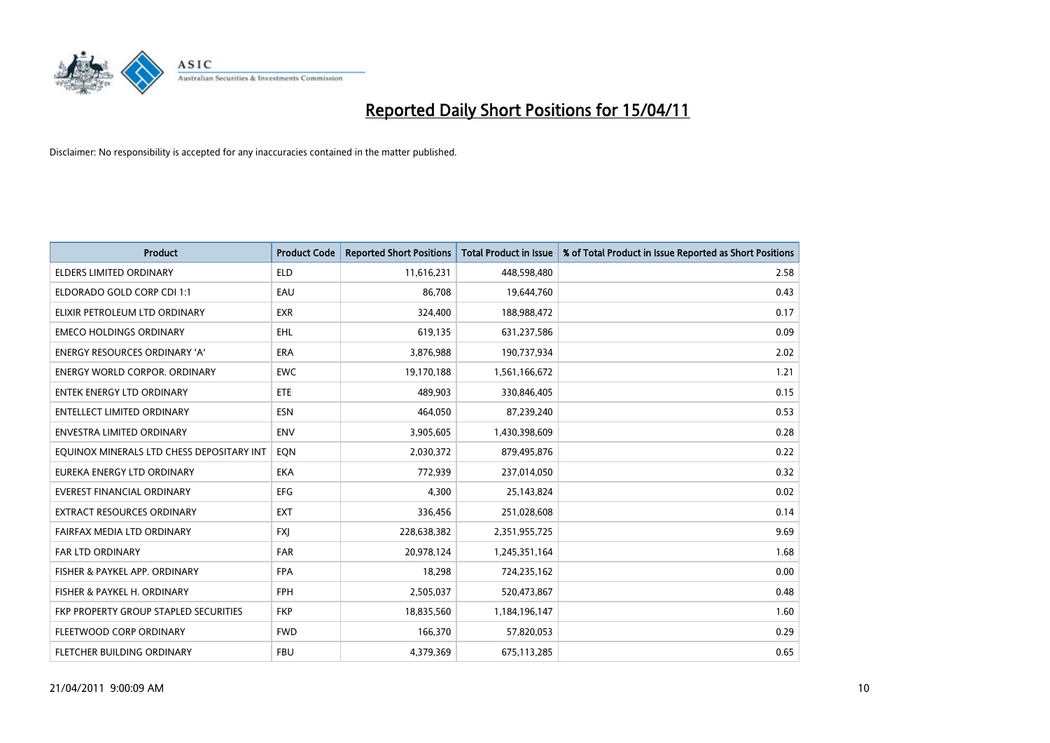# Reported Daily Short Positions for 15/04/11

Disclaimer: No responsibility is accepted for any inaccuracies contained in the matter published.

| Product | Product Code | Reported Short Positions | Total Product in Issue | % of Total Product in Issue Reported as Short Positions |
|---|---|---|---|---|
| ELDERS LIMITED ORDINARY | ELD | 11,616,231 | 448,598,480 | 2.58 |
| ELDORADO GOLD CORP CDI 1:1 | EAU | 86,708 | 19,644,760 | 0.43 |
| ELIXIR PETROLEUM LTD ORDINARY | EXR | 324,400 | 188,988,472 | 0.17 |
| EMECO HOLDINGS ORDINARY | EHL | 619,135 | 631,237,586 | 0.09 |
| ENERGY RESOURCES ORDINARY 'A' | ERA | 3,876,988 | 190,737,934 | 2.02 |
| ENERGY WORLD CORPOR. ORDINARY | EWC | 19,170,188 | 1,561,166,672 | 1.21 |
| ENTEK ENERGY LTD ORDINARY | ETE | 489,903 | 330,846,405 | 0.15 |
| ENTELLECT LIMITED ORDINARY | ESN | 464,050 | 87,239,240 | 0.53 |
| ENVESTRA LIMITED ORDINARY | ENV | 3,905,605 | 1,430,398,609 | 0.28 |
| EQUINOX MINERALS LTD CHESS DEPOSITARY INT | EQN | 2,030,372 | 879,495,876 | 0.22 |
| EUREKA ENERGY LTD ORDINARY | EKA | 772,939 | 237,014,050 | 0.32 |
| EVEREST FINANCIAL ORDINARY | EFG | 4,300 | 25,143,824 | 0.02 |
| EXTRACT RESOURCES ORDINARY | EXT | 336,456 | 251,028,608 | 0.14 |
| FAIRFAX MEDIA LTD ORDINARY | FXJ | 228,638,382 | 2,351,955,725 | 9.69 |
| FAR LTD ORDINARY | FAR | 20,978,124 | 1,245,351,164 | 1.68 |
| FISHER & PAYKEL APP. ORDINARY | FPA | 18,298 | 724,235,162 | 0.00 |
| FISHER & PAYKEL H. ORDINARY | FPH | 2,505,037 | 520,473,867 | 0.48 |
| FKP PROPERTY GROUP STAPLED SECURITIES | FKP | 18,835,560 | 1,184,196,147 | 1.60 |
| FLEETWOOD CORP ORDINARY | FWD | 166,370 | 57,820,053 | 0.29 |
| FLETCHER BUILDING ORDINARY | FBU | 4,379,369 | 675,113,285 | 0.65 |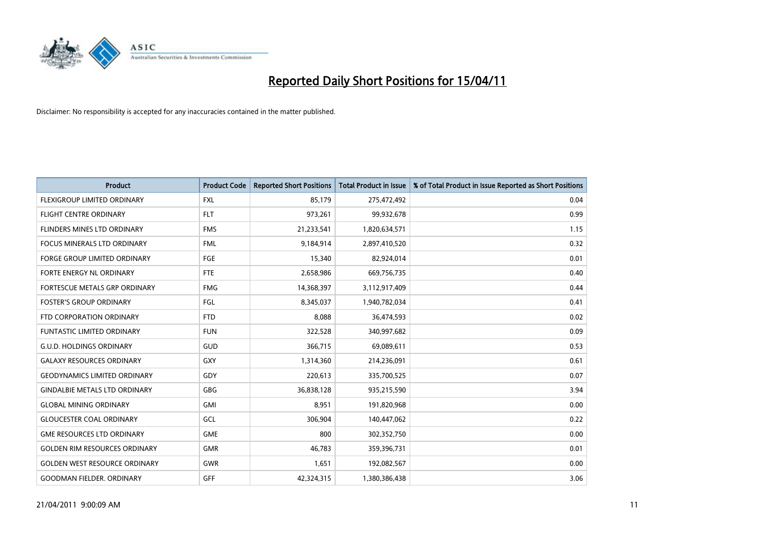# Reported Daily Short Positions for 15/04/11

Disclaimer: No responsibility is accepted for any inaccuracies contained in the matter published.

| Product | Product Code | Reported Short Positions | Total Product in Issue | % of Total Product in Issue Reported as Short Positions |
|---|---|---|---|---|
| FLEXIGROUP LIMITED ORDINARY | FXL | 85,179 | 275,472,492 | 0.04 |
| FLIGHT CENTRE ORDINARY | FLT | 973,261 | 99,932,678 | 0.99 |
| FLINDERS MINES LTD ORDINARY | FMS | 21,233,541 | 1,820,634,571 | 1.15 |
| FOCUS MINERALS LTD ORDINARY | FML | 9,184,914 | 2,897,410,520 | 0.32 |
| FORGE GROUP LIMITED ORDINARY | FGE | 15,340 | 82,924,014 | 0.01 |
| FORTE ENERGY NL ORDINARY | FTE | 2,658,986 | 669,756,735 | 0.40 |
| FORTESCUE METALS GRP ORDINARY | FMG | 14,368,397 | 3,112,917,409 | 0.44 |
| FOSTER'S GROUP ORDINARY | FGL | 8,345,037 | 1,940,782,034 | 0.41 |
| FTD CORPORATION ORDINARY | FTD | 8,088 | 36,474,593 | 0.02 |
| FUNTASTIC LIMITED ORDINARY | FUN | 322,528 | 340,997,682 | 0.09 |
| G.U.D. HOLDINGS ORDINARY | GUD | 366,715 | 69,089,611 | 0.53 |
| GALAXY RESOURCES ORDINARY | GXY | 1,314,360 | 214,236,091 | 0.61 |
| GEODYNAMICS LIMITED ORDINARY | GDY | 220,613 | 335,700,525 | 0.07 |
| GINDALBIE METALS LTD ORDINARY | GBG | 36,838,128 | 935,215,590 | 3.94 |
| GLOBAL MINING ORDINARY | GMI | 8,951 | 191,820,968 | 0.00 |
| GLOUCESTER COAL ORDINARY | GCL | 306,904 | 140,447,062 | 0.22 |
| GME RESOURCES LTD ORDINARY | GME | 800 | 302,352,750 | 0.00 |
| GOLDEN RIM RESOURCES ORDINARY | GMR | 46,783 | 359,396,731 | 0.01 |
| GOLDEN WEST RESOURCE ORDINARY | GWR | 1,651 | 192,082,567 | 0.00 |
| GOODMAN FIELDER. ORDINARY | GFF | 42,324,315 | 1,380,386,438 | 3.06 |

21/04/2011 9:00:09 AM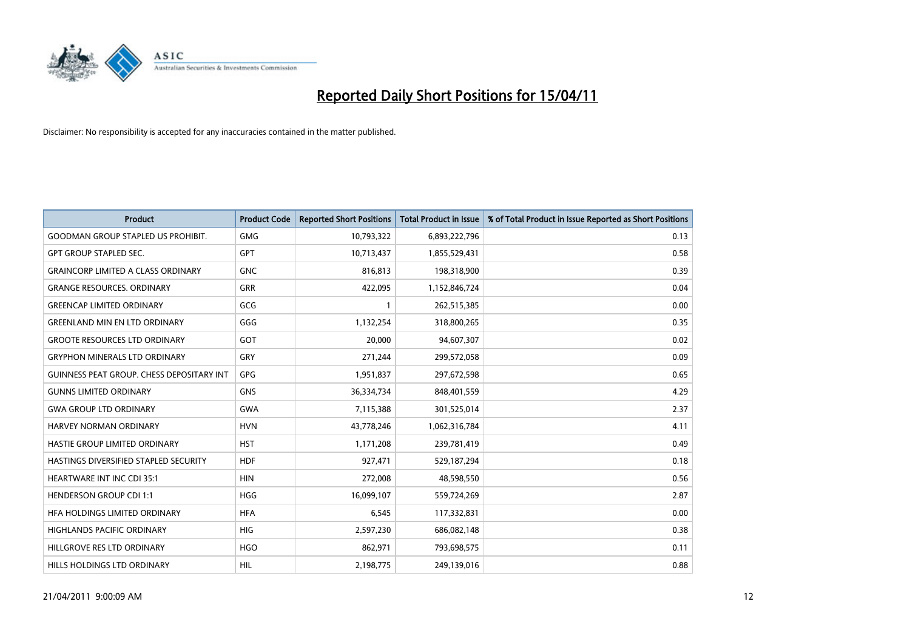# Reported Daily Short Positions for 15/04/11

Disclaimer: No responsibility is accepted for any inaccuracies contained in the matter published.

| Product | Product Code | Reported Short Positions | Total Product in Issue | % of Total Product in Issue Reported as Short Positions |
|---|---|---|---|---|
| GOODMAN GROUP STAPLED US PROHIBIT. | GMG | 10,793,322 | 6,893,222,796 | 0.13 |
| GPT GROUP STAPLED SEC. | GPT | 10,713,437 | 1,855,529,431 | 0.58 |
| GRAINCORP LIMITED A CLASS ORDINARY | GNC | 816,813 | 198,318,900 | 0.39 |
| GRANGE RESOURCES. ORDINARY | GRR | 422,095 | 1,152,846,724 | 0.04 |
| GREENCAP LIMITED ORDINARY | GCG | 1 | 262,515,385 | 0.00 |
| GREENLAND MIN EN LTD ORDINARY | GGG | 1,132,254 | 318,800,265 | 0.35 |
| GROOTE RESOURCES LTD ORDINARY | GOT | 20,000 | 94,607,307 | 0.02 |
| GRYPHON MINERALS LTD ORDINARY | GRY | 271,244 | 299,572,058 | 0.09 |
| GUINNESS PEAT GROUP. CHESS DEPOSITARY INT | GPG | 1,951,837 | 297,672,598 | 0.65 |
| GUNNS LIMITED ORDINARY | GNS | 36,334,734 | 848,401,559 | 4.29 |
| GWA GROUP LTD ORDINARY | GWA | 7,115,388 | 301,525,014 | 2.37 |
| HARVEY NORMAN ORDINARY | HVN | 43,778,246 | 1,062,316,784 | 4.11 |
| HASTIE GROUP LIMITED ORDINARY | HST | 1,171,208 | 239,781,419 | 0.49 |
| HASTINGS DIVERSIFIED STAPLED SECURITY | HDF | 927,471 | 529,187,294 | 0.18 |
| HEARTWARE INT INC CDI 35:1 | HIN | 272,008 | 48,598,550 | 0.56 |
| HENDERSON GROUP CDI 1:1 | HGG | 16,099,107 | 559,724,269 | 2.87 |
| HFA HOLDINGS LIMITED ORDINARY | HFA | 6,545 | 117,332,831 | 0.00 |
| HIGHLANDS PACIFIC ORDINARY | HIG | 2,597,230 | 686,082,148 | 0.38 |
| HILLGROVE RES LTD ORDINARY | HGO | 862,971 | 793,698,575 | 0.11 |
| HILLS HOLDINGS LTD ORDINARY | HIL | 2,198,775 | 249,139,016 | 0.88 |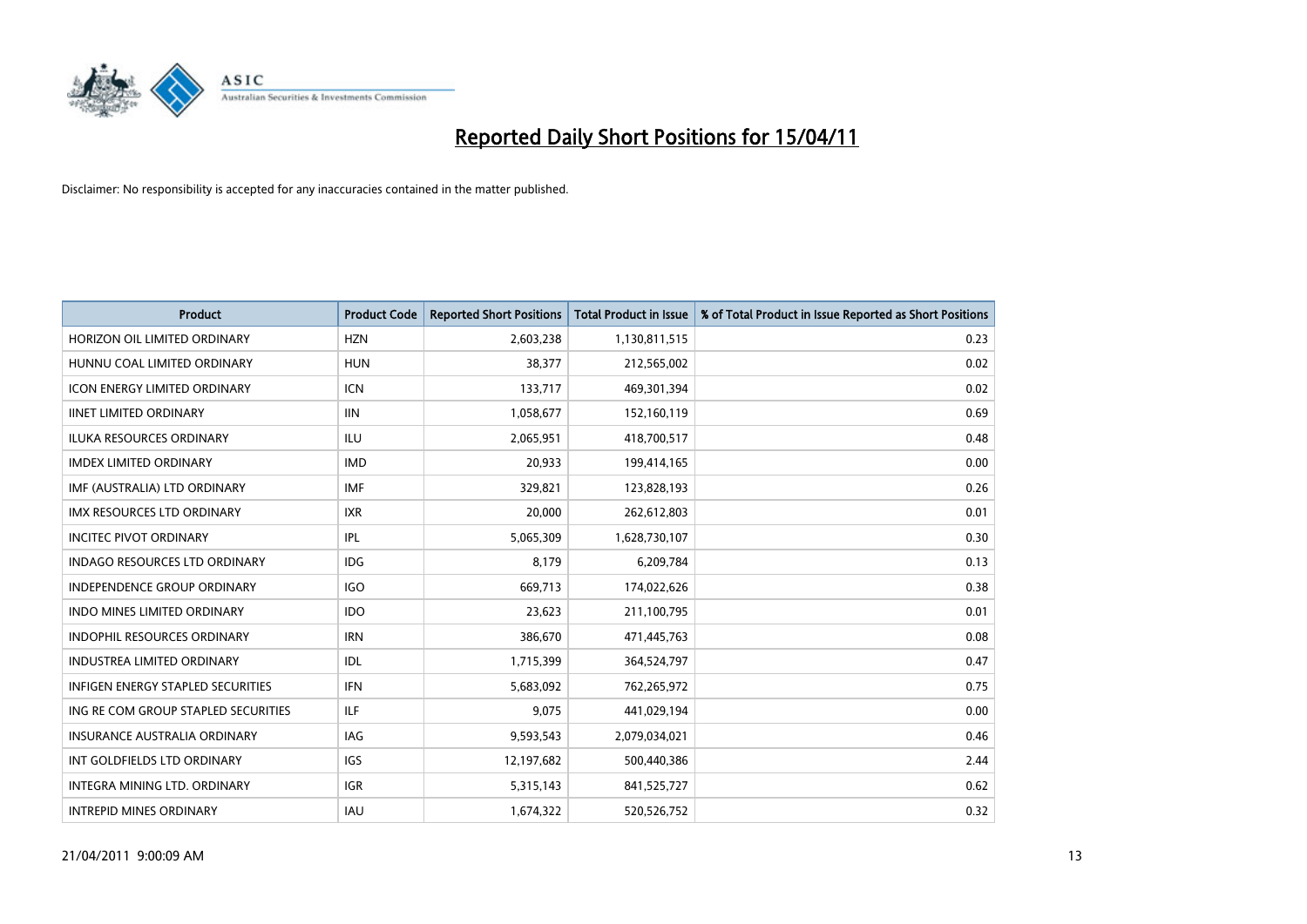# Reported Daily Short Positions for 15/04/11

Disclaimer: No responsibility is accepted for any inaccuracies contained in the matter published.

| Product | Product Code | Reported Short Positions | Total Product in Issue | % of Total Product in Issue Reported as Short Positions |
|---|---|---|---|---|
| HORIZON OIL LIMITED ORDINARY | HZN | 2,603,238 | 1,130,811,515 | 0.23 |
| HUNNU COAL LIMITED ORDINARY | HUN | 38,377 | 212,565,002 | 0.02 |
| ICON ENERGY LIMITED ORDINARY | ICN | 133,717 | 469,301,394 | 0.02 |
| IINET LIMITED ORDINARY | IIN | 1,058,677 | 152,160,119 | 0.69 |
| ILUKA RESOURCES ORDINARY | ILU | 2,065,951 | 418,700,517 | 0.48 |
| IMDEX LIMITED ORDINARY | IMD | 20,933 | 199,414,165 | 0.00 |
| IMF (AUSTRALIA) LTD ORDINARY | IMF | 329,821 | 123,828,193 | 0.26 |
| IMX RESOURCES LTD ORDINARY | IXR | 20,000 | 262,612,803 | 0.01 |
| INCITEC PIVOT ORDINARY | IPL | 5,065,309 | 1,628,730,107 | 0.30 |
| INDAGO RESOURCES LTD ORDINARY | IDG | 8,179 | 6,209,784 | 0.13 |
| INDEPENDENCE GROUP ORDINARY | IGO | 669,713 | 174,022,626 | 0.38 |
| INDO MINES LIMITED ORDINARY | IDO | 23,623 | 211,100,795 | 0.01 |
| INDOPHIL RESOURCES ORDINARY | IRN | 386,670 | 471,445,763 | 0.08 |
| INDUSTREA LIMITED ORDINARY | IDL | 1,715,399 | 364,524,797 | 0.47 |
| INFIGEN ENERGY STAPLED SECURITIES | IFN | 5,683,092 | 762,265,972 | 0.75 |
| ING RE COM GROUP STAPLED SECURITIES | ILF | 9,075 | 441,029,194 | 0.00 |
| INSURANCE AUSTRALIA ORDINARY | IAG | 9,593,543 | 2,079,034,021 | 0.46 |
| INT GOLDFIELDS LTD ORDINARY | IGS | 12,197,682 | 500,440,386 | 2.44 |
| INTEGRA MINING LTD. ORDINARY | IGR | 5,315,143 | 841,525,727 | 0.62 |
| INTREPID MINES ORDINARY | IAU | 1,674,322 | 520,526,752 | 0.32 |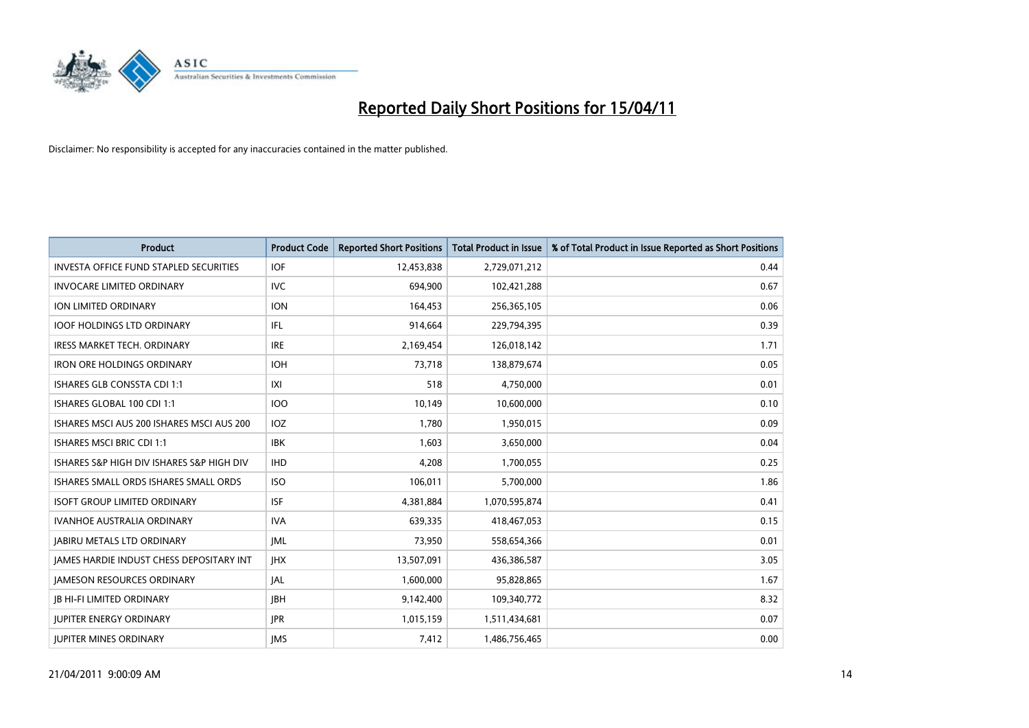# Reported Daily Short Positions for 15/04/11

Disclaimer: No responsibility is accepted for any inaccuracies contained in the matter published.

| Product | Product Code | Reported Short Positions | Total Product in Issue | % of Total Product in Issue Reported as Short Positions |
|---|---|---|---|---|
| INVESTA OFFICE FUND STAPLED SECURITIES | IOF | 12,453,838 | 2,729,071,212 | 0.44 |
| INVOCARE LIMITED ORDINARY | IVC | 694,900 | 102,421,288 | 0.67 |
| ION LIMITED ORDINARY | ION | 164,453 | 256,365,105 | 0.06 |
| IOOF HOLDINGS LTD ORDINARY | IFL | 914,664 | 229,794,395 | 0.39 |
| IRESS MARKET TECH. ORDINARY | IRE | 2,169,454 | 126,018,142 | 1.71 |
| IRON ORE HOLDINGS ORDINARY | IOH | 73,718 | 138,879,674 | 0.05 |
| ISHARES GLB CONSSTA CDI 1:1 | IXI | 518 | 4,750,000 | 0.01 |
| ISHARES GLOBAL 100 CDI 1:1 | IOO | 10,149 | 10,600,000 | 0.10 |
| ISHARES MSCI AUS 200 ISHARES MSCI AUS 200 | IOZ | 1,780 | 1,950,015 | 0.09 |
| ISHARES MSCI BRIC CDI 1:1 | IBK | 1,603 | 3,650,000 | 0.04 |
| ISHARES S&P HIGH DIV ISHARES S&P HIGH DIV | IHD | 4,208 | 1,700,055 | 0.25 |
| ISHARES SMALL ORDS ISHARES SMALL ORDS | ISO | 106,011 | 5,700,000 | 1.86 |
| ISOFT GROUP LIMITED ORDINARY | ISF | 4,381,884 | 1,070,595,874 | 0.41 |
| IVANHOE AUSTRALIA ORDINARY | IVA | 639,335 | 418,467,053 | 0.15 |
| JABIRU METALS LTD ORDINARY | JML | 73,950 | 558,654,366 | 0.01 |
| JAMES HARDIE INDUST CHESS DEPOSITARY INT | JHX | 13,507,091 | 436,386,587 | 3.05 |
| JAMESON RESOURCES ORDINARY | JAL | 1,600,000 | 95,828,865 | 1.67 |
| JB HI-FI LIMITED ORDINARY | JBH | 9,142,400 | 109,340,772 | 8.32 |
| JUPITER ENERGY ORDINARY | JPR | 1,015,159 | 1,511,434,681 | 0.07 |
| JUPITER MINES ORDINARY | JMS | 7,412 | 1,486,756,465 | 0.00 |

21/04/2011 9:00:09 AM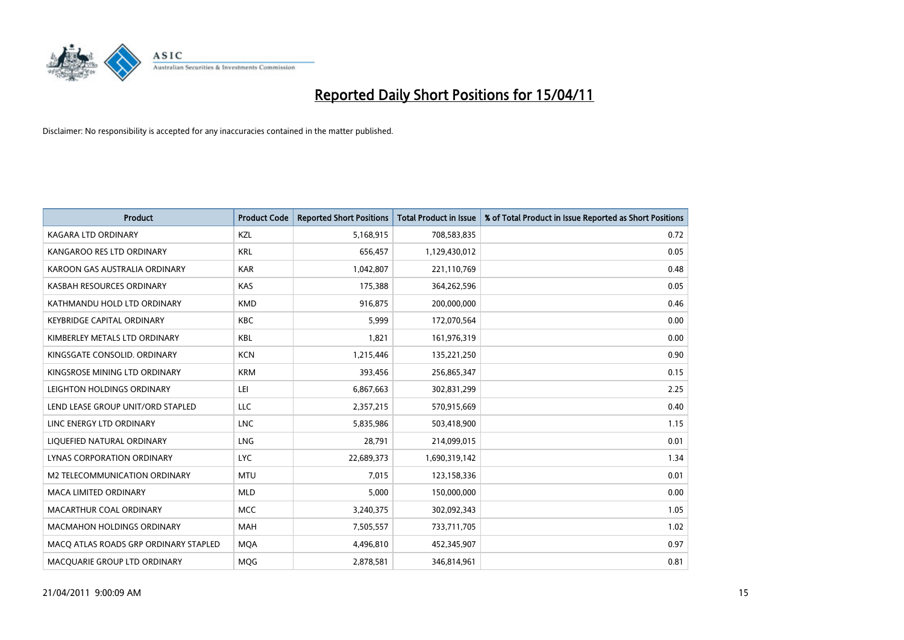# Reported Daily Short Positions for 15/04/11

Disclaimer: No responsibility is accepted for any inaccuracies contained in the matter published.

| Product | Product Code | Reported Short Positions | Total Product in Issue | % of Total Product in Issue Reported as Short Positions |
|---|---|---|---|---|
| KAGARA LTD ORDINARY | KZL | 5,168,915 | 708,583,835 | 0.72 |
| KANGAROO RES LTD ORDINARY | KRL | 656,457 | 1,129,430,012 | 0.05 |
| KAROON GAS AUSTRALIA ORDINARY | KAR | 1,042,807 | 221,110,769 | 0.48 |
| KASBAH RESOURCES ORDINARY | KAS | 175,388 | 364,262,596 | 0.05 |
| KATHMANDU HOLD LTD ORDINARY | KMD | 916,875 | 200,000,000 | 0.46 |
| KEYBRIDGE CAPITAL ORDINARY | KBC | 5,999 | 172,070,564 | 0.00 |
| KIMBERLEY METALS LTD ORDINARY | KBL | 1,821 | 161,976,319 | 0.00 |
| KINGSGATE CONSOLID. ORDINARY | KCN | 1,215,446 | 135,221,250 | 0.90 |
| KINGSROSE MINING LTD ORDINARY | KRM | 393,456 | 256,865,347 | 0.15 |
| LEIGHTON HOLDINGS ORDINARY | LEI | 6,867,663 | 302,831,299 | 2.25 |
| LEND LEASE GROUP UNIT/ORD STAPLED | LLC | 2,357,215 | 570,915,669 | 0.40 |
| LINC ENERGY LTD ORDINARY | LNC | 5,835,986 | 503,418,900 | 1.15 |
| LIQUEFIED NATURAL ORDINARY | LNG | 28,791 | 214,099,015 | 0.01 |
| LYNAS CORPORATION ORDINARY | LYC | 22,689,373 | 1,690,319,142 | 1.34 |
| M2 TELECOMMUNICATION ORDINARY | MTU | 7,015 | 123,158,336 | 0.01 |
| MACA LIMITED ORDINARY | MLD | 5,000 | 150,000,000 | 0.00 |
| MACARTHUR COAL ORDINARY | MCC | 3,240,375 | 302,092,343 | 1.05 |
| MACMAHON HOLDINGS ORDINARY | MAH | 7,505,557 | 733,711,705 | 1.02 |
| MACQ ATLAS ROADS GRP ORDINARY STAPLED | MQA | 4,496,810 | 452,345,907 | 0.97 |
| MACQUARIE GROUP LTD ORDINARY | MQG | 2,878,581 | 346,814,961 | 0.81 |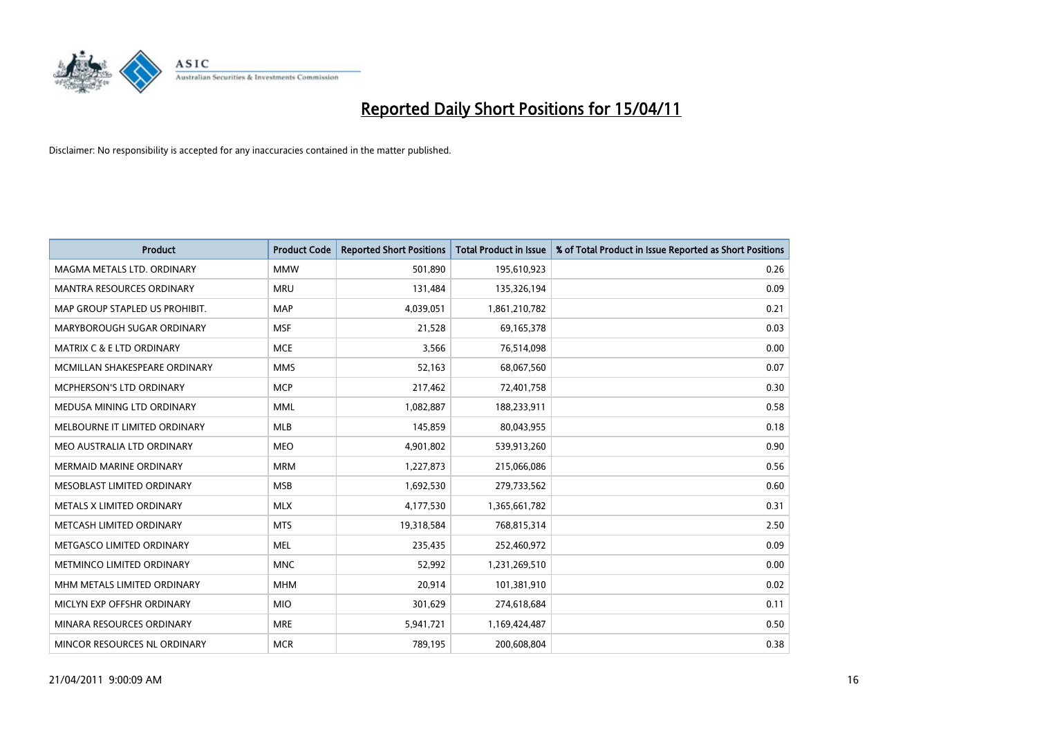# Reported Daily Short Positions for 15/04/11

Disclaimer: No responsibility is accepted for any inaccuracies contained in the matter published.

| Product | Product Code | Reported Short Positions | Total Product in Issue | % of Total Product in Issue Reported as Short Positions |
|---|---|---|---|---|
| MAGMA METALS LTD. ORDINARY | MMW | 501,890 | 195,610,923 | 0.26 |
| MANTRA RESOURCES ORDINARY | MRU | 131,484 | 135,326,194 | 0.09 |
| MAP GROUP STAPLED US PROHIBIT. | MAP | 4,039,051 | 1,861,210,782 | 0.21 |
| MARYBOROUGH SUGAR ORDINARY | MSF | 21,528 | 69,165,378 | 0.03 |
| MATRIX C & E LTD ORDINARY | MCE | 3,566 | 76,514,098 | 0.00 |
| MCMILLAN SHAKESPEARE ORDINARY | MMS | 52,163 | 68,067,560 | 0.07 |
| MCPHERSON'S LTD ORDINARY | MCP | 217,462 | 72,401,758 | 0.30 |
| MEDUSA MINING LTD ORDINARY | MML | 1,082,887 | 188,233,911 | 0.58 |
| MELBOURNE IT LIMITED ORDINARY | MLB | 145,859 | 80,043,955 | 0.18 |
| MEO AUSTRALIA LTD ORDINARY | MEO | 4,901,802 | 539,913,260 | 0.90 |
| MERMAID MARINE ORDINARY | MRM | 1,227,873 | 215,066,086 | 0.56 |
| MESOBLAST LIMITED ORDINARY | MSB | 1,692,530 | 279,733,562 | 0.60 |
| METALS X LIMITED ORDINARY | MLX | 4,177,530 | 1,365,661,782 | 0.31 |
| METCASH LIMITED ORDINARY | MTS | 19,318,584 | 768,815,314 | 2.50 |
| METGASCO LIMITED ORDINARY | MEL | 235,435 | 252,460,972 | 0.09 |
| METMINCO LIMITED ORDINARY | MNC | 52,992 | 1,231,269,510 | 0.00 |
| MHM METALS LIMITED ORDINARY | MHM | 20,914 | 101,381,910 | 0.02 |
| MICLYN EXP OFFSHR ORDINARY | MIO | 301,629 | 274,618,684 | 0.11 |
| MINARA RESOURCES ORDINARY | MRE | 5,941,721 | 1,169,424,487 | 0.50 |
| MINCOR RESOURCES NL ORDINARY | MCR | 789,195 | 200,608,804 | 0.38 |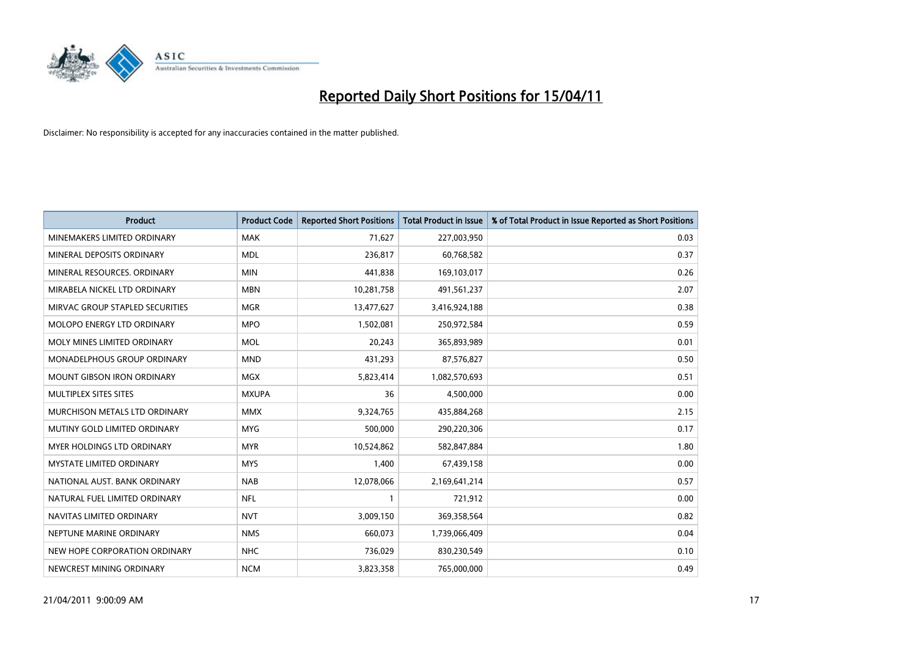# Reported Daily Short Positions for 15/04/11

Disclaimer: No responsibility is accepted for any inaccuracies contained in the matter published.

| Product | Product Code | Reported Short Positions | Total Product in Issue | % of Total Product in Issue Reported as Short Positions |
|---|---|---|---|---|
| MINEMAKERS LIMITED ORDINARY | MAK | 71,627 | 227,003,950 | 0.03 |
| MINERAL DEPOSITS ORDINARY | MDL | 236,817 | 60,768,582 | 0.37 |
| MINERAL RESOURCES. ORDINARY | MIN | 441,838 | 169,103,017 | 0.26 |
| MIRABELA NICKEL LTD ORDINARY | MBN | 10,281,758 | 491,561,237 | 2.07 |
| MIRVAC GROUP STAPLED SECURITIES | MGR | 13,477,627 | 3,416,924,188 | 0.38 |
| MOLOPO ENERGY LTD ORDINARY | MPO | 1,502,081 | 250,972,584 | 0.59 |
| MOLY MINES LIMITED ORDINARY | MOL | 20,243 | 365,893,989 | 0.01 |
| MONADELPHOUS GROUP ORDINARY | MND | 431,293 | 87,576,827 | 0.50 |
| MOUNT GIBSON IRON ORDINARY | MGX | 5,823,414 | 1,082,570,693 | 0.51 |
| MULTIPLEX SITES SITES | MXUPA | 36 | 4,500,000 | 0.00 |
| MURCHISON METALS LTD ORDINARY | MMX | 9,324,765 | 435,884,268 | 2.15 |
| MUTINY GOLD LIMITED ORDINARY | MYG | 500,000 | 290,220,306 | 0.17 |
| MYER HOLDINGS LTD ORDINARY | MYR | 10,524,862 | 582,847,884 | 1.80 |
| MYSTATE LIMITED ORDINARY | MYS | 1,400 | 67,439,158 | 0.00 |
| NATIONAL AUST. BANK ORDINARY | NAB | 12,078,066 | 2,169,641,214 | 0.57 |
| NATURAL FUEL LIMITED ORDINARY | NFL | 1 | 721,912 | 0.00 |
| NAVITAS LIMITED ORDINARY | NVT | 3,009,150 | 369,358,564 | 0.82 |
| NEPTUNE MARINE ORDINARY | NMS | 660,073 | 1,739,066,409 | 0.04 |
| NEW HOPE CORPORATION ORDINARY | NHC | 736,029 | 830,230,549 | 0.10 |
| NEWCREST MINING ORDINARY | NCM | 3,823,358 | 765,000,000 | 0.49 |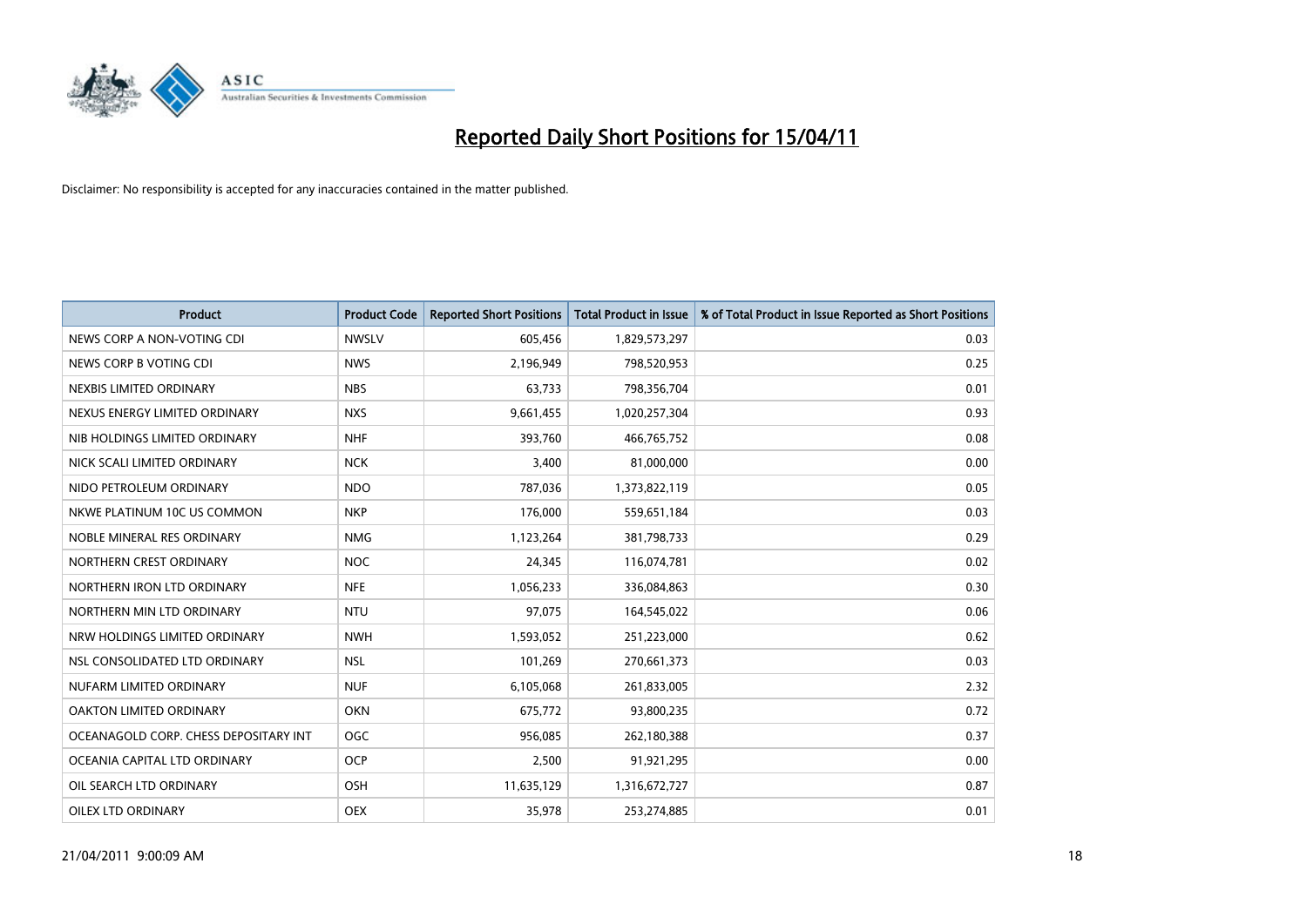# Reported Daily Short Positions for 15/04/11

Disclaimer: No responsibility is accepted for any inaccuracies contained in the matter published.

| Product | Product Code | Reported Short Positions | Total Product in Issue | % of Total Product in Issue Reported as Short Positions |
|---|---|---|---|---|
| NEWS CORP A NON-VOTING CDI | NWSLV | 605,456 | 1,829,573,297 | 0.03 |
| NEWS CORP B VOTING CDI | NWS | 2,196,949 | 798,520,953 | 0.25 |
| NEXBIS LIMITED ORDINARY | NBS | 63,733 | 798,356,704 | 0.01 |
| NEXUS ENERGY LIMITED ORDINARY | NXS | 9,661,455 | 1,020,257,304 | 0.93 |
| NIB HOLDINGS LIMITED ORDINARY | NHF | 393,760 | 466,765,752 | 0.08 |
| NICK SCALI LIMITED ORDINARY | NCK | 3,400 | 81,000,000 | 0.00 |
| NIDO PETROLEUM ORDINARY | NDO | 787,036 | 1,373,822,119 | 0.05 |
| NKWE PLATINUM 10C US COMMON | NKP | 176,000 | 559,651,184 | 0.03 |
| NOBLE MINERAL RES ORDINARY | NMG | 1,123,264 | 381,798,733 | 0.29 |
| NORTHERN CREST ORDINARY | NOC | 24,345 | 116,074,781 | 0.02 |
| NORTHERN IRON LTD ORDINARY | NFE | 1,056,233 | 336,084,863 | 0.30 |
| NORTHERN MIN LTD ORDINARY | NTU | 97,075 | 164,545,022 | 0.06 |
| NRW HOLDINGS LIMITED ORDINARY | NWH | 1,593,052 | 251,223,000 | 0.62 |
| NSL CONSOLIDATED LTD ORDINARY | NSL | 101,269 | 270,661,373 | 0.03 |
| NUFARM LIMITED ORDINARY | NUF | 6,105,068 | 261,833,005 | 2.32 |
| OAKTON LIMITED ORDINARY | OKN | 675,772 | 93,800,235 | 0.72 |
| OCEANAGOLD CORP. CHESS DEPOSITARY INT | OGC | 956,085 | 262,180,388 | 0.37 |
| OCEANIA CAPITAL LTD ORDINARY | OCP | 2,500 | 91,921,295 | 0.00 |
| OIL SEARCH LTD ORDINARY | OSH | 11,635,129 | 1,316,672,727 | 0.87 |
| OILEX LTD ORDINARY | OEX | 35,978 | 253,274,885 | 0.01 |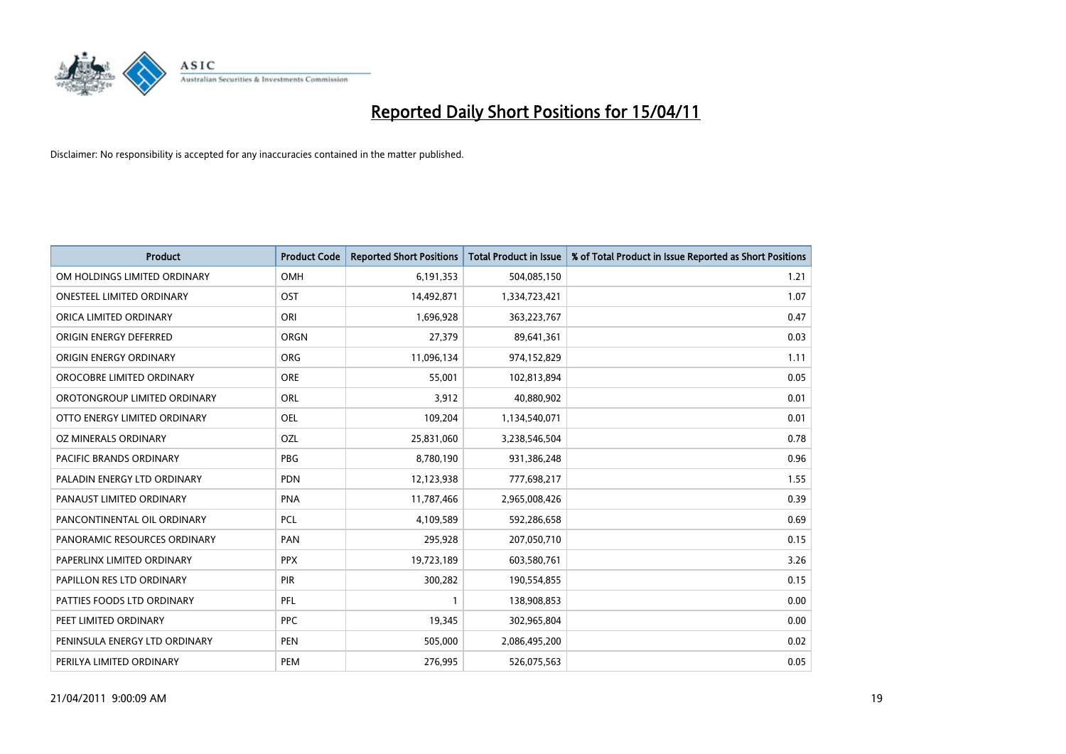# Reported Daily Short Positions for 15/04/11

Disclaimer: No responsibility is accepted for any inaccuracies contained in the matter published.

| Product | Product Code | Reported Short Positions | Total Product in Issue | % of Total Product in Issue Reported as Short Positions |
|---|---|---|---|---|
| OM HOLDINGS LIMITED ORDINARY | OMH | 6,191,353 | 504,085,150 | 1.21 |
| ONESTEEL LIMITED ORDINARY | OST | 14,492,871 | 1,334,723,421 | 1.07 |
| ORICA LIMITED ORDINARY | ORI | 1,696,928 | 363,223,767 | 0.47 |
| ORIGIN ENERGY DEFERRED | ORGN | 27,379 | 89,641,361 | 0.03 |
| ORIGIN ENERGY ORDINARY | ORG | 11,096,134 | 974,152,829 | 1.11 |
| OROCOBRE LIMITED ORDINARY | ORE | 55,001 | 102,813,894 | 0.05 |
| OROTONGROUP LIMITED ORDINARY | ORL | 3,912 | 40,880,902 | 0.01 |
| OTTO ENERGY LIMITED ORDINARY | OEL | 109,204 | 1,134,540,071 | 0.01 |
| OZ MINERALS ORDINARY | OZL | 25,831,060 | 3,238,546,504 | 0.78 |
| PACIFIC BRANDS ORDINARY | PBG | 8,780,190 | 931,386,248 | 0.96 |
| PALADIN ENERGY LTD ORDINARY | PDN | 12,123,938 | 777,698,217 | 1.55 |
| PANAUST LIMITED ORDINARY | PNA | 11,787,466 | 2,965,008,426 | 0.39 |
| PANCONTINENTAL OIL ORDINARY | PCL | 4,109,589 | 592,286,658 | 0.69 |
| PANORAMIC RESOURCES ORDINARY | PAN | 295,928 | 207,050,710 | 0.15 |
| PAPERLINX LIMITED ORDINARY | PPX | 19,723,189 | 603,580,761 | 3.26 |
| PAPILLON RES LTD ORDINARY | PIR | 300,282 | 190,554,855 | 0.15 |
| PATTIES FOODS LTD ORDINARY | PFL | 1 | 138,908,853 | 0.00 |
| PEET LIMITED ORDINARY | PPC | 19,345 | 302,965,804 | 0.00 |
| PENINSULA ENERGY LTD ORDINARY | PEN | 505,000 | 2,086,495,200 | 0.02 |
| PERILYA LIMITED ORDINARY | PEM | 276,995 | 526,075,563 | 0.05 |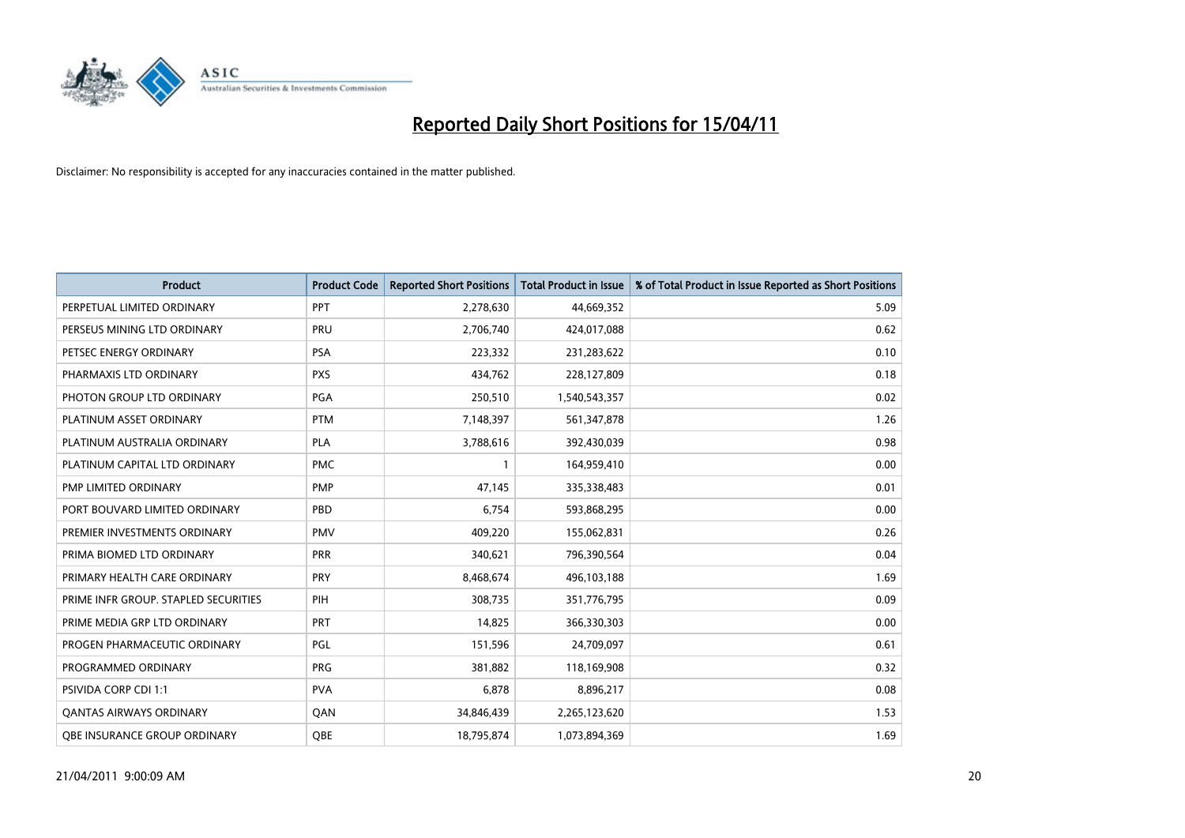# Reported Daily Short Positions for 15/04/11

Disclaimer: No responsibility is accepted for any inaccuracies contained in the matter published.

| Product | Product Code | Reported Short Positions | Total Product in Issue | % of Total Product in Issue Reported as Short Positions |
|---|---|---|---|---|
| PERPETUAL LIMITED ORDINARY | PPT | 2,278,630 | 44,669,352 | 5.09 |
| PERSEUS MINING LTD ORDINARY | PRU | 2,706,740 | 424,017,088 | 0.62 |
| PETSEC ENERGY ORDINARY | PSA | 223,332 | 231,283,622 | 0.10 |
| PHARMAXIS LTD ORDINARY | PXS | 434,762 | 228,127,809 | 0.18 |
| PHOTON GROUP LTD ORDINARY | PGA | 250,510 | 1,540,543,357 | 0.02 |
| PLATINUM ASSET ORDINARY | PTM | 7,148,397 | 561,347,878 | 1.26 |
| PLATINUM AUSTRALIA ORDINARY | PLA | 3,788,616 | 392,430,039 | 0.98 |
| PLATINUM CAPITAL LTD ORDINARY | PMC | 1 | 164,959,410 | 0.00 |
| PMP LIMITED ORDINARY | PMP | 47,145 | 335,338,483 | 0.01 |
| PORT BOUVARD LIMITED ORDINARY | PBD | 6,754 | 593,868,295 | 0.00 |
| PREMIER INVESTMENTS ORDINARY | PMV | 409,220 | 155,062,831 | 0.26 |
| PRIMA BIOMED LTD ORDINARY | PRR | 340,621 | 796,390,564 | 0.04 |
| PRIMARY HEALTH CARE ORDINARY | PRY | 8,468,674 | 496,103,188 | 1.69 |
| PRIME INFR GROUP. STAPLED SECURITIES | PIH | 308,735 | 351,776,795 | 0.09 |
| PRIME MEDIA GRP LTD ORDINARY | PRT | 14,825 | 366,330,303 | 0.00 |
| PROGEN PHARMACEUTIC ORDINARY | PGL | 151,596 | 24,709,097 | 0.61 |
| PROGRAMMED ORDINARY | PRG | 381,882 | 118,169,908 | 0.32 |
| PSIVIDA CORP CDI 1:1 | PVA | 6,878 | 8,896,217 | 0.08 |
| QANTAS AIRWAYS ORDINARY | QAN | 34,846,439 | 2,265,123,620 | 1.53 |
| QBE INSURANCE GROUP ORDINARY | QBE | 18,795,874 | 1,073,894,369 | 1.69 |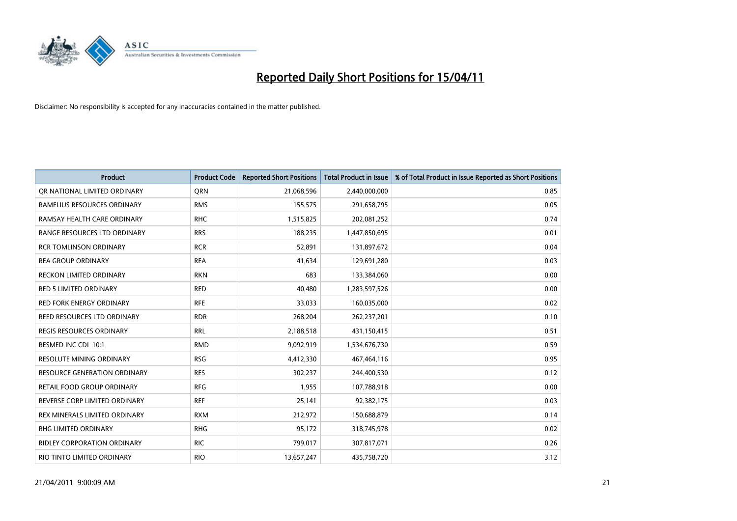# Reported Daily Short Positions for 15/04/11

Disclaimer: No responsibility is accepted for any inaccuracies contained in the matter published.

| Product | Product Code | Reported Short Positions | Total Product in Issue | % of Total Product in Issue Reported as Short Positions |
|---|---|---|---|---|
| QR NATIONAL LIMITED ORDINARY | QRN | 21,068,596 | 2,440,000,000 | 0.85 |
| RAMELIUS RESOURCES ORDINARY | RMS | 155,575 | 291,658,795 | 0.05 |
| RAMSAY HEALTH CARE ORDINARY | RHC | 1,515,825 | 202,081,252 | 0.74 |
| RANGE RESOURCES LTD ORDINARY | RRS | 188,235 | 1,447,850,695 | 0.01 |
| RCR TOMLINSON ORDINARY | RCR | 52,891 | 131,897,672 | 0.04 |
| REA GROUP ORDINARY | REA | 41,634 | 129,691,280 | 0.03 |
| RECKON LIMITED ORDINARY | RKN | 683 | 133,384,060 | 0.00 |
| RED 5 LIMITED ORDINARY | RED | 40,480 | 1,283,597,526 | 0.00 |
| RED FORK ENERGY ORDINARY | RFE | 33,033 | 160,035,000 | 0.02 |
| REED RESOURCES LTD ORDINARY | RDR | 268,204 | 262,237,201 | 0.10 |
| REGIS RESOURCES ORDINARY | RRL | 2,188,518 | 431,150,415 | 0.51 |
| RESMED INC CDI 10:1 | RMD | 9,092,919 | 1,534,676,730 | 0.59 |
| RESOLUTE MINING ORDINARY | RSG | 4,412,330 | 467,464,116 | 0.95 |
| RESOURCE GENERATION ORDINARY | RES | 302,237 | 244,400,530 | 0.12 |
| RETAIL FOOD GROUP ORDINARY | RFG | 1,955 | 107,788,918 | 0.00 |
| REVERSE CORP LIMITED ORDINARY | REF | 25,141 | 92,382,175 | 0.03 |
| REX MINERALS LIMITED ORDINARY | RXM | 212,972 | 150,688,879 | 0.14 |
| RHG LIMITED ORDINARY | RHG | 95,172 | 318,745,978 | 0.02 |
| RIDLEY CORPORATION ORDINARY | RIC | 799,017 | 307,817,071 | 0.26 |
| RIO TINTO LIMITED ORDINARY | RIO | 13,657,247 | 435,758,720 | 3.12 |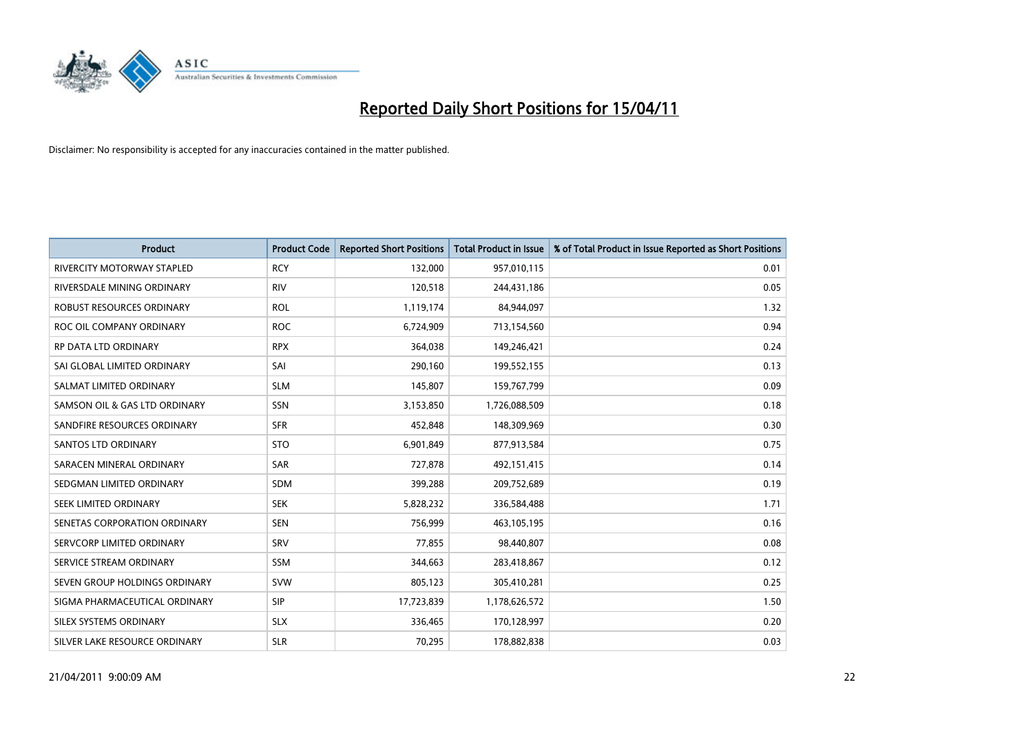# Reported Daily Short Positions for 15/04/11

Disclaimer: No responsibility is accepted for any inaccuracies contained in the matter published.

| Product | Product Code | Reported Short Positions | Total Product in Issue | % of Total Product in Issue Reported as Short Positions |
|---|---|---|---|---|
| RIVERCITY MOTORWAY STAPLED | RCY | 132,000 | 957,010,115 | 0.01 |
| RIVERSDALE MINING ORDINARY | RIV | 120,518 | 244,431,186 | 0.05 |
| ROBUST RESOURCES ORDINARY | ROL | 1,119,174 | 84,944,097 | 1.32 |
| ROC OIL COMPANY ORDINARY | ROC | 6,724,909 | 713,154,560 | 0.94 |
| RP DATA LTD ORDINARY | RPX | 364,038 | 149,246,421 | 0.24 |
| SAI GLOBAL LIMITED ORDINARY | SAI | 290,160 | 199,552,155 | 0.13 |
| SALMAT LIMITED ORDINARY | SLM | 145,807 | 159,767,799 | 0.09 |
| SAMSON OIL & GAS LTD ORDINARY | SSN | 3,153,850 | 1,726,088,509 | 0.18 |
| SANDFIRE RESOURCES ORDINARY | SFR | 452,848 | 148,309,969 | 0.30 |
| SANTOS LTD ORDINARY | STO | 6,901,849 | 877,913,584 | 0.75 |
| SARACEN MINERAL ORDINARY | SAR | 727,878 | 492,151,415 | 0.14 |
| SEDGMAN LIMITED ORDINARY | SDM | 399,288 | 209,752,689 | 0.19 |
| SEEK LIMITED ORDINARY | SEK | 5,828,232 | 336,584,488 | 1.71 |
| SENETAS CORPORATION ORDINARY | SEN | 756,999 | 463,105,195 | 0.16 |
| SERVCORP LIMITED ORDINARY | SRV | 77,855 | 98,440,807 | 0.08 |
| SERVICE STREAM ORDINARY | SSM | 344,663 | 283,418,867 | 0.12 |
| SEVEN GROUP HOLDINGS ORDINARY | SVW | 805,123 | 305,410,281 | 0.25 |
| SIGMA PHARMACEUTICAL ORDINARY | SIP | 17,723,839 | 1,178,626,572 | 1.50 |
| SILEX SYSTEMS ORDINARY | SLX | 336,465 | 170,128,997 | 0.20 |
| SILVER LAKE RESOURCE ORDINARY | SLR | 70,295 | 178,882,838 | 0.03 |

21/04/2011 9:00:09 AM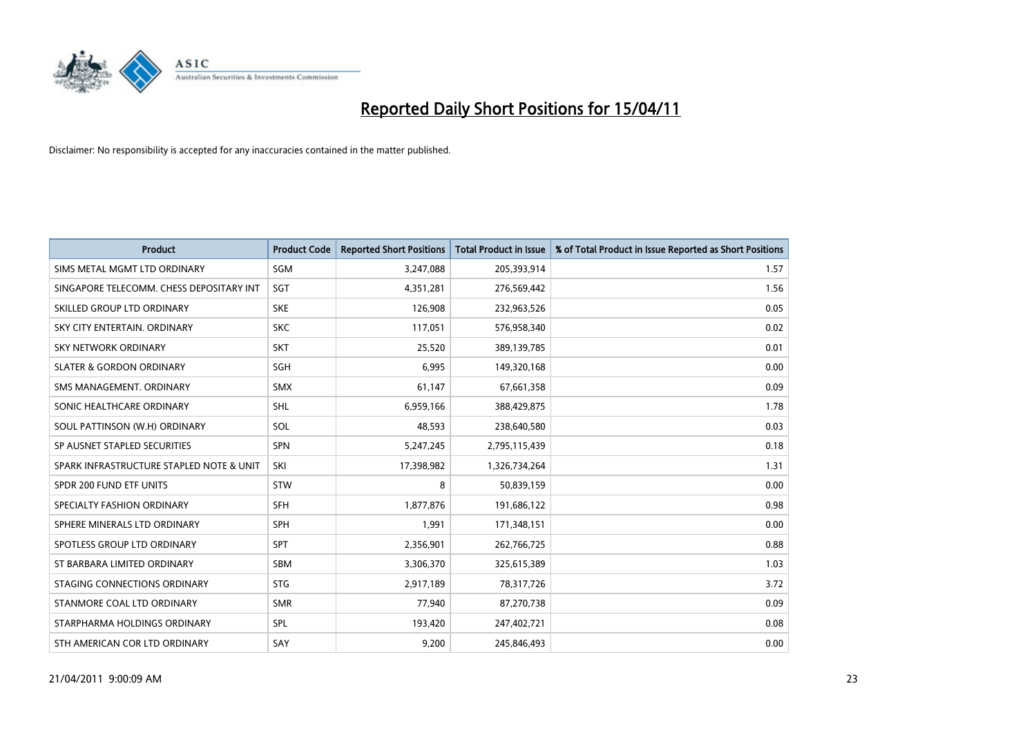# Reported Daily Short Positions for 15/04/11

Disclaimer: No responsibility is accepted for any inaccuracies contained in the matter published.

| Product | Product Code | Reported Short Positions | Total Product in Issue | % of Total Product in Issue Reported as Short Positions |
|---|---|---|---|---|
| SIMS METAL MGMT LTD ORDINARY | SGM | 3,247,088 | 205,393,914 | 1.57 |
| SINGAPORE TELECOMM. CHESS DEPOSITARY INT | SGT | 4,351,281 | 276,569,442 | 1.56 |
| SKILLED GROUP LTD ORDINARY | SKE | 126,908 | 232,963,526 | 0.05 |
| SKY CITY ENTERTAIN. ORDINARY | SKC | 117,051 | 576,958,340 | 0.02 |
| SKY NETWORK ORDINARY | SKT | 25,520 | 389,139,785 | 0.01 |
| SLATER & GORDON ORDINARY | SGH | 6,995 | 149,320,168 | 0.00 |
| SMS MANAGEMENT. ORDINARY | SMX | 61,147 | 67,661,358 | 0.09 |
| SONIC HEALTHCARE ORDINARY | SHL | 6,959,166 | 388,429,875 | 1.78 |
| SOUL PATTINSON (W.H) ORDINARY | SOL | 48,593 | 238,640,580 | 0.03 |
| SP AUSNET STAPLED SECURITIES | SPN | 5,247,245 | 2,795,115,439 | 0.18 |
| SPARK INFRASTRUCTURE STAPLED NOTE & UNIT | SKI | 17,398,982 | 1,326,734,264 | 1.31 |
| SPDR 200 FUND ETF UNITS | STW | 8 | 50,839,159 | 0.00 |
| SPECIALTY FASHION ORDINARY | SFH | 1,877,876 | 191,686,122 | 0.98 |
| SPHERE MINERALS LTD ORDINARY | SPH | 1,991 | 171,348,151 | 0.00 |
| SPOTLESS GROUP LTD ORDINARY | SPT | 2,356,901 | 262,766,725 | 0.88 |
| ST BARBARA LIMITED ORDINARY | SBM | 3,306,370 | 325,615,389 | 1.03 |
| STAGING CONNECTIONS ORDINARY | STG | 2,917,189 | 78,317,726 | 3.72 |
| STANMORE COAL LTD ORDINARY | SMR | 77,940 | 87,270,738 | 0.09 |
| STARPHARMA HOLDINGS ORDINARY | SPL | 193,420 | 247,402,721 | 0.08 |
| STH AMERICAN COR LTD ORDINARY | SAY | 9,200 | 245,846,493 | 0.00 |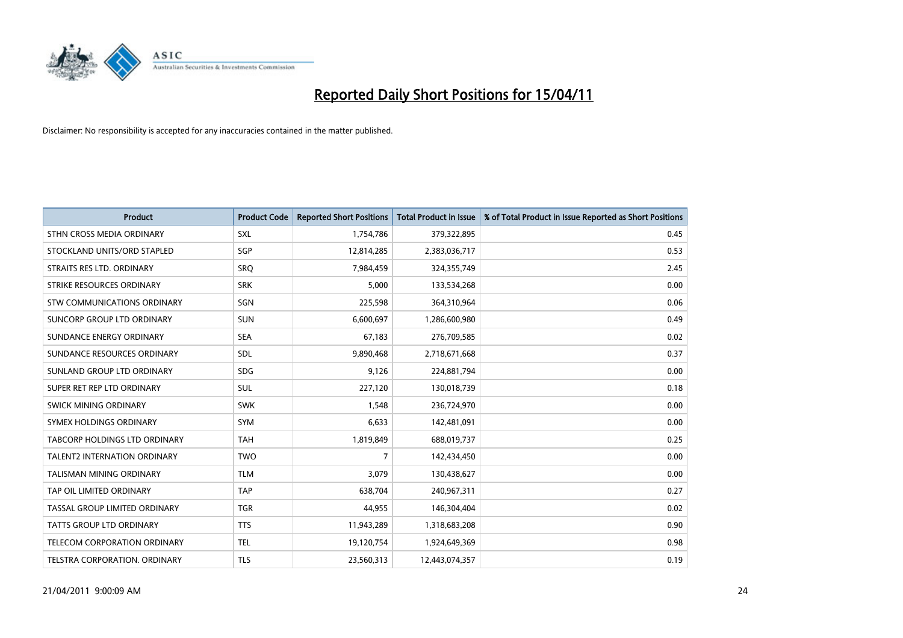# Reported Daily Short Positions for 15/04/11

Disclaimer: No responsibility is accepted for any inaccuracies contained in the matter published.

| Product | Product Code | Reported Short Positions | Total Product in Issue | % of Total Product in Issue Reported as Short Positions |
|---|---|---|---|---|
| STHN CROSS MEDIA ORDINARY | SXL | 1,754,786 | 379,322,895 | 0.45 |
| STOCKLAND UNITS/ORD STAPLED | SGP | 12,814,285 | 2,383,036,717 | 0.53 |
| STRAITS RES LTD. ORDINARY | SRQ | 7,984,459 | 324,355,749 | 2.45 |
| STRIKE RESOURCES ORDINARY | SRK | 5,000 | 133,534,268 | 0.00 |
| STW COMMUNICATIONS ORDINARY | SGN | 225,598 | 364,310,964 | 0.06 |
| SUNCORP GROUP LTD ORDINARY | SUN | 6,600,697 | 1,286,600,980 | 0.49 |
| SUNDANCE ENERGY ORDINARY | SEA | 67,183 | 276,709,585 | 0.02 |
| SUNDANCE RESOURCES ORDINARY | SDL | 9,890,468 | 2,718,671,668 | 0.37 |
| SUNLAND GROUP LTD ORDINARY | SDG | 9,126 | 224,881,794 | 0.00 |
| SUPER RET REP LTD ORDINARY | SUL | 227,120 | 130,018,739 | 0.18 |
| SWICK MINING ORDINARY | SWK | 1,548 | 236,724,970 | 0.00 |
| SYMEX HOLDINGS ORDINARY | SYM | 6,633 | 142,481,091 | 0.00 |
| TABCORP HOLDINGS LTD ORDINARY | TAH | 1,819,849 | 688,019,737 | 0.25 |
| TALENT2 INTERNATION ORDINARY | TWO | 7 | 142,434,450 | 0.00 |
| TALISMAN MINING ORDINARY | TLM | 3,079 | 130,438,627 | 0.00 |
| TAP OIL LIMITED ORDINARY | TAP | 638,704 | 240,967,311 | 0.27 |
| TASSAL GROUP LIMITED ORDINARY | TGR | 44,955 | 146,304,404 | 0.02 |
| TATTS GROUP LTD ORDINARY | TTS | 11,943,289 | 1,318,683,208 | 0.90 |
| TELECOM CORPORATION ORDINARY | TEL | 19,120,754 | 1,924,649,369 | 0.98 |
| TELSTRA CORPORATION. ORDINARY | TLS | 23,560,313 | 12,443,074,357 | 0.19 |

21/04/2011 9:00:09 AM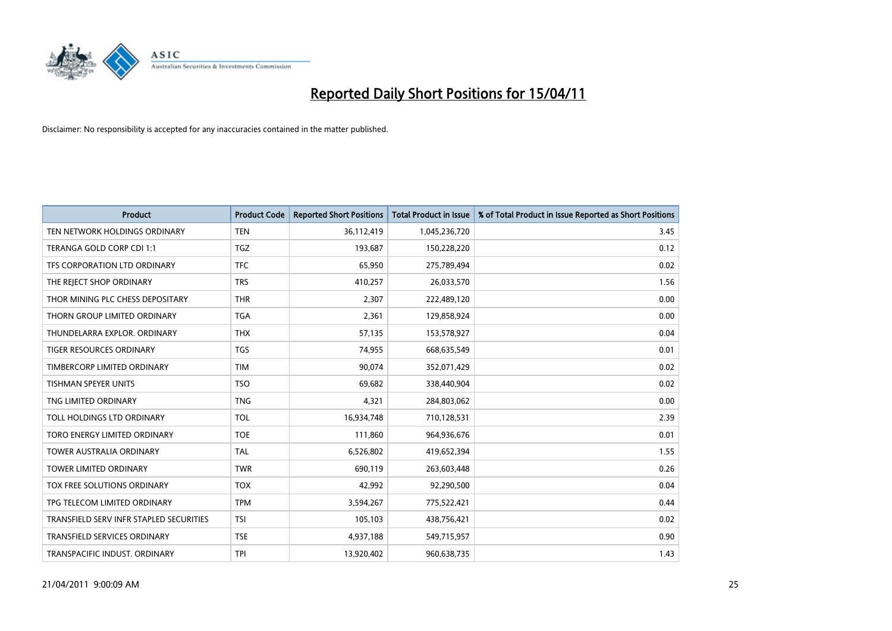# Reported Daily Short Positions for 15/04/11

Disclaimer: No responsibility is accepted for any inaccuracies contained in the matter published.

| Product | Product Code | Reported Short Positions | Total Product in Issue | % of Total Product in Issue Reported as Short Positions |
|---|---|---|---|---|
| TEN NETWORK HOLDINGS ORDINARY | TEN | 36,112,419 | 1,045,236,720 | 3.45 |
| TERANGA GOLD CORP CDI 1:1 | TGZ | 193,687 | 150,228,220 | 0.12 |
| TFS CORPORATION LTD ORDINARY | TFC | 65,950 | 275,789,494 | 0.02 |
| THE REJECT SHOP ORDINARY | TRS | 410,257 | 26,033,570 | 1.56 |
| THOR MINING PLC CHESS DEPOSITARY | THR | 2,307 | 222,489,120 | 0.00 |
| THORN GROUP LIMITED ORDINARY | TGA | 2,361 | 129,858,924 | 0.00 |
| THUNDELARRA EXPLOR. ORDINARY | THX | 57,135 | 153,578,927 | 0.04 |
| TIGER RESOURCES ORDINARY | TGS | 74,955 | 668,635,549 | 0.01 |
| TIMBERCORP LIMITED ORDINARY | TIM | 90,074 | 352,071,429 | 0.02 |
| TISHMAN SPEYER UNITS | TSO | 69,682 | 338,440,904 | 0.02 |
| TNG LIMITED ORDINARY | TNG | 4,321 | 284,803,062 | 0.00 |
| TOLL HOLDINGS LTD ORDINARY | TOL | 16,934,748 | 710,128,531 | 2.39 |
| TORO ENERGY LIMITED ORDINARY | TOE | 111,860 | 964,936,676 | 0.01 |
| TOWER AUSTRALIA ORDINARY | TAL | 6,526,802 | 419,652,394 | 1.55 |
| TOWER LIMITED ORDINARY | TWR | 690,119 | 263,603,448 | 0.26 |
| TOX FREE SOLUTIONS ORDINARY | TOX | 42,992 | 92,290,500 | 0.04 |
| TPG TELECOM LIMITED ORDINARY | TPM | 3,594,267 | 775,522,421 | 0.44 |
| TRANSFIELD SERV INFR STAPLED SECURITIES | TSI | 105,103 | 438,756,421 | 0.02 |
| TRANSFIELD SERVICES ORDINARY | TSE | 4,937,188 | 549,715,957 | 0.90 |
| TRANSPACIFIC INDUST. ORDINARY | TPI | 13,920,402 | 960,638,735 | 1.43 |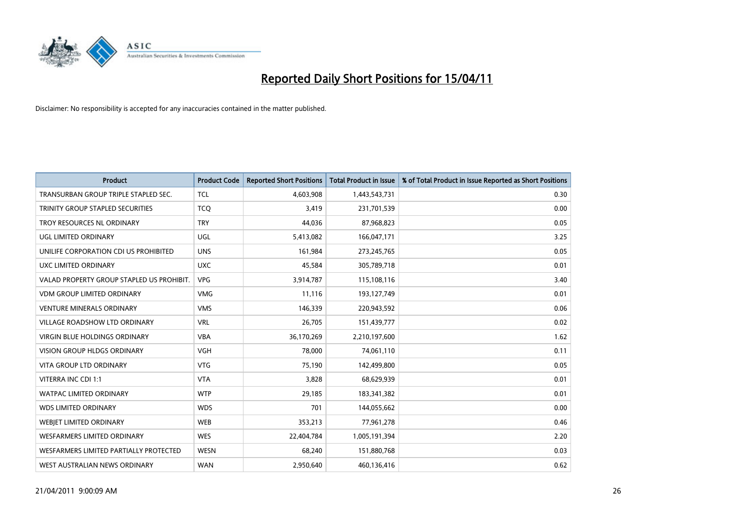# Reported Daily Short Positions for 15/04/11

Disclaimer: No responsibility is accepted for any inaccuracies contained in the matter published.

| Product | Product Code | Reported Short Positions | Total Product in Issue | % of Total Product in Issue Reported as Short Positions |
|---|---|---|---|---|
| TRANSURBAN GROUP TRIPLE STAPLED SEC. | TCL | 4,603,908 | 1,443,543,731 | 0.30 |
| TRINITY GROUP STAPLED SECURITIES | TCQ | 3,419 | 231,701,539 | 0.00 |
| TROY RESOURCES NL ORDINARY | TRY | 44,036 | 87,968,823 | 0.05 |
| UGL LIMITED ORDINARY | UGL | 5,413,082 | 166,047,171 | 3.25 |
| UNILIFE CORPORATION CDI US PROHIBITED | UNS | 161,984 | 273,245,765 | 0.05 |
| UXC LIMITED ORDINARY | UXC | 45,584 | 305,789,718 | 0.01 |
| VALAD PROPERTY GROUP STAPLED US PROHIBIT. | VPG | 3,914,787 | 115,108,116 | 3.40 |
| VDM GROUP LIMITED ORDINARY | VMG | 11,116 | 193,127,749 | 0.01 |
| VENTURE MINERALS ORDINARY | VMS | 146,339 | 220,943,592 | 0.06 |
| VILLAGE ROADSHOW LTD ORDINARY | VRL | 26,705 | 151,439,777 | 0.02 |
| VIRGIN BLUE HOLDINGS ORDINARY | VBA | 36,170,269 | 2,210,197,600 | 1.62 |
| VISION GROUP HLDGS ORDINARY | VGH | 78,000 | 74,061,110 | 0.11 |
| VITA GROUP LTD ORDINARY | VTG | 75,190 | 142,499,800 | 0.05 |
| VITERRA INC CDI 1:1 | VTA | 3,828 | 68,629,939 | 0.01 |
| WATPAC LIMITED ORDINARY | WTP | 29,185 | 183,341,382 | 0.01 |
| WDS LIMITED ORDINARY | WDS | 701 | 144,055,662 | 0.00 |
| WEBJET LIMITED ORDINARY | WEB | 353,213 | 77,961,278 | 0.46 |
| WESFARMERS LIMITED ORDINARY | WES | 22,404,784 | 1,005,191,394 | 2.20 |
| WESFARMERS LIMITED PARTIALLY PROTECTED | WESN | 68,240 | 151,880,768 | 0.03 |
| WEST AUSTRALIAN NEWS ORDINARY | WAN | 2,950,640 | 460,136,416 | 0.62 |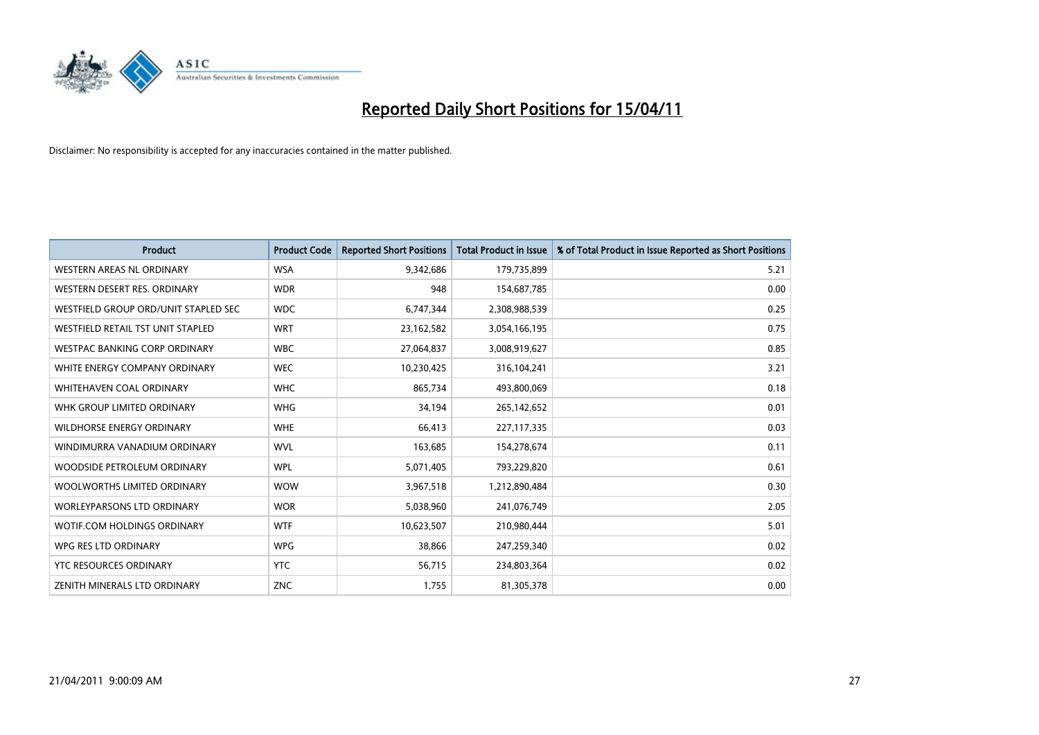# Reported Daily Short Positions for 15/04/11

Disclaimer: No responsibility is accepted for any inaccuracies contained in the matter published.

| Product | Product Code | Reported Short Positions | Total Product in Issue | % of Total Product in Issue Reported as Short Positions |
|---|---|---|---|---|
| WESTERN AREAS NL ORDINARY | WSA | 9,342,686 | 179,735,899 | 5.21 |
| WESTERN DESERT RES. ORDINARY | WDR | 948 | 154,687,785 | 0.00 |
| WESTFIELD GROUP ORD/UNIT STAPLED SEC | WDC | 6,747,344 | 2,308,988,539 | 0.25 |
| WESTFIELD RETAIL TST UNIT STAPLED | WRT | 23,162,582 | 3,054,166,195 | 0.75 |
| WESTPAC BANKING CORP ORDINARY | WBC | 27,064,837 | 3,008,919,627 | 0.85 |
| WHITE ENERGY COMPANY ORDINARY | WEC | 10,230,425 | 316,104,241 | 3.21 |
| WHITEHAVEN COAL ORDINARY | WHC | 865,734 | 493,800,069 | 0.18 |
| WHK GROUP LIMITED ORDINARY | WHG | 34,194 | 265,142,652 | 0.01 |
| WILDHORSE ENERGY ORDINARY | WHE | 66,413 | 227,117,335 | 0.03 |
| WINDIMURRA VANADIUM ORDINARY | WVL | 163,685 | 154,278,674 | 0.11 |
| WOODSIDE PETROLEUM ORDINARY | WPL | 5,071,405 | 793,229,820 | 0.61 |
| WOOLWORTHS LIMITED ORDINARY | WOW | 3,967,518 | 1,212,890,484 | 0.30 |
| WORLEYPARSONS LTD ORDINARY | WOR | 5,038,960 | 241,076,749 | 2.05 |
| WOTIF.COM HOLDINGS ORDINARY | WTF | 10,623,507 | 210,980,444 | 5.01 |
| WPG RES LTD ORDINARY | WPG | 38,866 | 247,259,340 | 0.02 |
| YTC RESOURCES ORDINARY | YTC | 56,715 | 234,803,364 | 0.02 |
| ZENITH MINERALS LTD ORDINARY | ZNC | 1,755 | 81,305,378 | 0.00 |